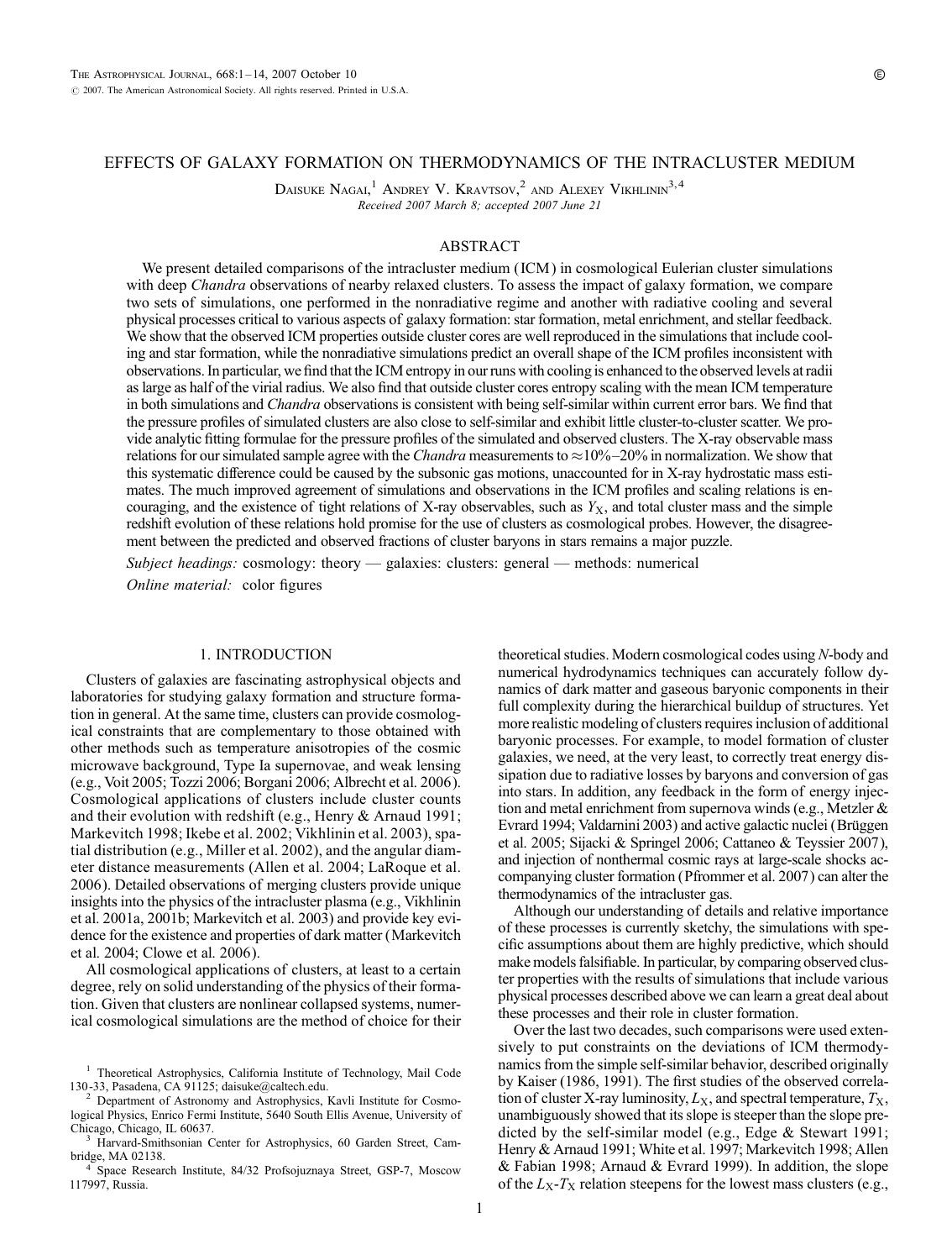# EFFECTS OF GALAXY FORMATION ON THERMODYNAMICS OF THE INTRACLUSTER MEDIUM

Daisuke Nagai,[1] Andrey V. Kravtsov,[2] and Alexey Vikhlinin[3,4]

*Received 2007 March 8; accepted 2007 June 21*

## ABSTRACT

We present detailed comparisons of the intracluster medium (ICM) in cosmological Eulerian cluster simulations with deep *Chandra* observations of nearby relaxed clusters. To assess the impact of galaxy formation, we compare two sets of simulations, one performed in the nonradiative regime and another with radiative cooling and several physical processes critical to various aspects of galaxy formation: star formation, metal enrichment, and stellar feedback. We show that the observed ICM properties outside cluster cores are well reproduced in the simulations that include cooling and star formation, while the nonradiative simulations predict an overall shape of the ICM profiles inconsistent with observations. In particular, we find that the ICM entropy in our runs with cooling is enhanced to the observed levels at radii as large as half of the virial radius. We also find that outside cluster cores entropy scaling with the mean ICM temperature in both simulations and *Chandra* observations is consistent with being self-similar within current error bars. We find that the pressure profiles of simulated clusters are also close to self-similar and exhibit little cluster-to-cluster scatter. We provide analytic fitting formulae for the pressure profiles of the simulated and observed clusters. The X-ray observable mass relations for our simulated sample agree with the *Chandra* measurements to ≈10%–20% in normalization. We show that this systematic difference could be caused by the subsonic gas motions, unaccounted for in X-ray hydrostatic mass estimates. The much improved agreement of simulations and observations in the ICM profiles and scaling relations is encouraging, and the existence of tight relations of X-ray observables, such as $Y_X$, and total cluster mass and the simple redshift evolution of these relations hold promise for the use of clusters as cosmological probes. However, the disagreement between the predicted and observed fractions of cluster baryons in stars remains a major puzzle.

*Subject headings:* cosmology: theory — galaxies: clusters: general — methods: numerical

*Online material:* color figures

## 1. INTRODUCTION

Clusters of galaxies are fascinating astrophysical objects and laboratories for studying galaxy formation and structure formation in general. At the same time, clusters can provide cosmological constraints that are complementary to those obtained with other methods such as temperature anisotropies of the cosmic microwave background, Type Ia supernovae, and weak lensing (e.g., Voit 2005; Tozzi 2006; Borgani 2006; Albrecht et al. 2006). Cosmological applications of clusters include cluster counts and their evolution with redshift (e.g., Henry & Arnaud 1991; Markevitch 1998; Ikebe et al. 2002; Vikhlinin et al. 2003), spatial distribution (e.g., Miller et al. 2002), and the angular diameter distance measurements (Allen et al. 2004; LaRoque et al. 2006). Detailed observations of merging clusters provide unique insights into the physics of the intracluster plasma (e.g., Vikhlinin et al. 2001a, 2001b; Markevitch et al. 2003) and provide key evidence for the existence and properties of dark matter (Markevitch et al. 2004; Clowe et al. 2006).

All cosmological applications of clusters, at least to a certain degree, rely on solid understanding of the physics of their formation. Given that clusters are nonlinear collapsed systems, numerical cosmological simulations are the method of choice for their theoretical studies. Modern cosmological codes using *N*-body and numerical hydrodynamics techniques can accurately follow dynamics of dark matter and gaseous baryonic components in their full complexity during the hierarchical buildup of structures. Yet more realistic modeling of clusters requires inclusion of additional baryonic processes. For example, to model formation of cluster galaxies, we need, at the very least, to correctly treat energy dissipation due to radiative losses by baryons and conversion of gas into stars. In addition, any feedback in the form of energy injection and metal enrichment from supernova winds (e.g., Metzler & Evrard 1994; Valdarnini 2003) and active galactic nuclei (Brüggen et al. 2005; Sijacki & Springel 2006; Cattaneo & Teyssier 2007), and injection of nonthermal cosmic rays at large-scale shocks accompanying cluster formation (Pfrommer et al. 2007) can alter the thermodynamics of the intracluster gas.

Although our understanding of details and relative importance of these processes is currently sketchy, the simulations with specific assumptions about them are highly predictive, which should make models falsifiable. In particular, by comparing observed cluster properties with the results of simulations that include various physical processes described above we can learn a great deal about these processes and their role in cluster formation.

Over the last two decades, such comparisons were used extensively to put constraints on the deviations of ICM thermodynamics from the simple self-similar behavior, described originally by Kaiser (1986, 1991). The first studies of the observed correlation of cluster X-ray luminosity, $L_X$, and spectral temperature, $T_X$, unambiguously showed that its slope is steeper than the slope predicted by the self-similar model (e.g., Edge & Stewart 1991; Henry & Arnaud 1991; White et al. 1997; Markevitch 1998; Allen & Fabian 1998; Arnaud & Evrard 1999). In addition, the slope of the $L_X$-$T_X$ relation steepens for the lowest mass clusters (e.g.,

[1] Theoretical Astrophysics, California Institute of Technology, Mail Code 130-33, Pasadena, CA 91125; daisuke@caltech.edu.

[2] Department of Astronomy and Astrophysics, Kavli Institute for Cosmological Physics, Enrico Fermi Institute, 5640 South Ellis Avenue, University of Chicago, Chicago, IL 60637.

[3] Harvard-Smithsonian Center for Astrophysics, 60 Garden Street, Cambridge, MA 02138.

[4] Space Research Institute, 84/32 Profsojuznaya Street, GSP-7, Moscow 117997, Russia.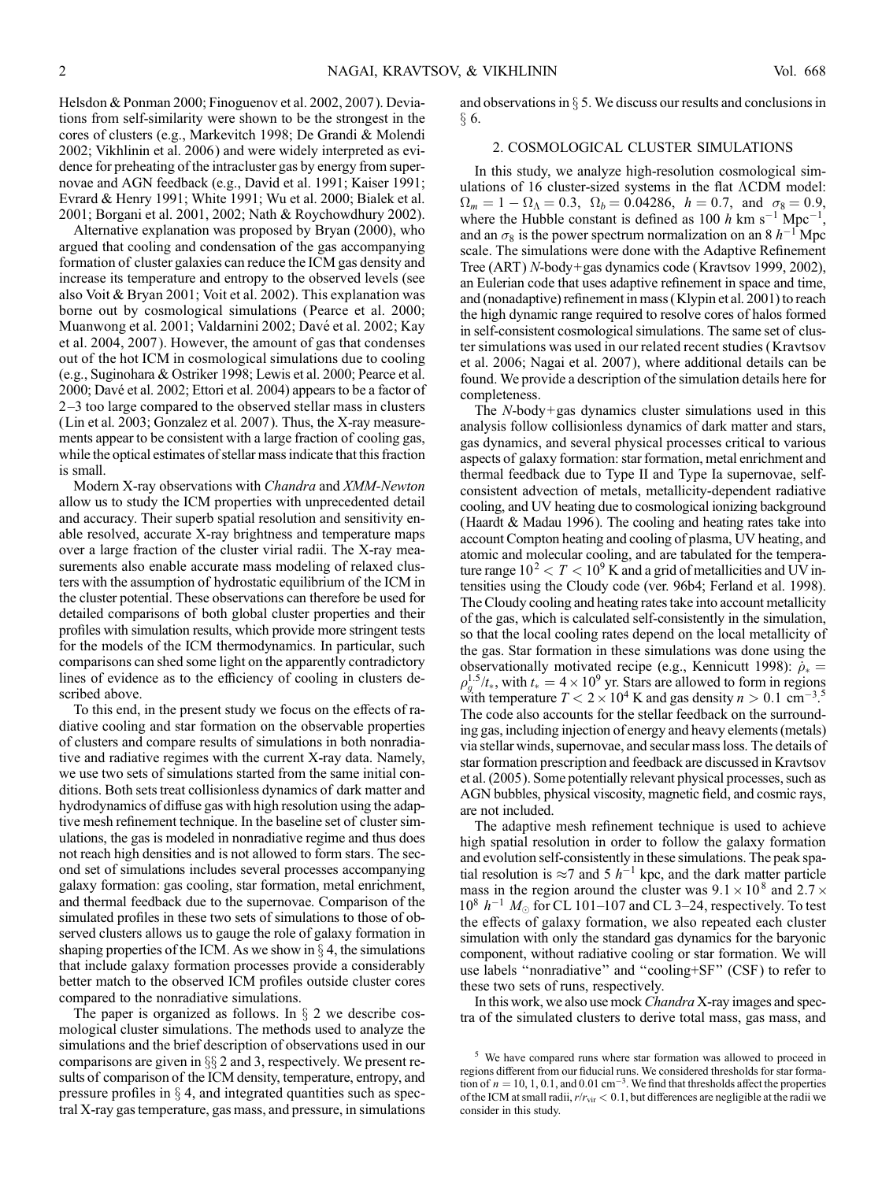Helsdon & Ponman 2000; Finoguenov et al. 2002, 2007). Deviations from self-similarity were shown to be the strongest in the cores of clusters (e.g., Markevitch 1998; De Grandi & Molendi 2002; Vikhlinin et al. 2006) and were widely interpreted as evidence for preheating of the intracluster gas by energy from supernovae and AGN feedback (e.g., David et al. 1991; Kaiser 1991; Evrard & Henry 1991; White 1991; Wu et al. 2000; Bialek et al. 2001; Borgani et al. 2001, 2002; Nath & Roychowdhury 2002).

Alternative explanation was proposed by Bryan (2000), who argued that cooling and condensation of the gas accompanying formation of cluster galaxies can reduce the ICM gas density and increase its temperature and entropy to the observed levels (see also Voit & Bryan 2001; Voit et al. 2002). This explanation was borne out by cosmological simulations (Pearce et al. 2000; Muanwong et al. 2001; Valdarnini 2002; Davé et al. 2002; Kay et al. 2004, 2007). However, the amount of gas that condenses out of the hot ICM in cosmological simulations due to cooling (e.g., Suginohara & Ostriker 1998; Lewis et al. 2000; Pearce et al. 2000; Davé et al. 2002; Ettori et al. 2004) appears to be a factor of 2–3 too large compared to the observed stellar mass in clusters (Lin et al. 2003; Gonzalez et al. 2007). Thus, the X-ray measurements appear to be consistent with a large fraction of cooling gas, while the optical estimates of stellar mass indicate that this fraction is small.

Modern X-ray observations with *Chandra* and *XMM-Newton* allow us to study the ICM properties with unprecedented detail and accuracy. Their superb spatial resolution and sensitivity enable resolved, accurate X-ray brightness and temperature maps over a large fraction of the cluster virial radii. The X-ray measurements also enable accurate mass modeling of relaxed clusters with the assumption of hydrostatic equilibrium of the ICM in the cluster potential. These observations can therefore be used for detailed comparisons of both global cluster properties and their profiles with simulation results, which provide more stringent tests for the models of the ICM thermodynamics. In particular, such comparisons can shed some light on the apparently contradictory lines of evidence as to the efficiency of cooling in clusters described above.

To this end, in the present study we focus on the effects of radiative cooling and star formation on the observable properties of clusters and compare results of simulations in both nonradiative and radiative regimes with the current X-ray data. Namely, we use two sets of simulations started from the same initial conditions. Both sets treat collisionless dynamics of dark matter and hydrodynamics of diffuse gas with high resolution using the adaptive mesh refinement technique. In the baseline set of cluster simulations, the gas is modeled in nonradiative regime and thus does not reach high densities and is not allowed to form stars. The second set of simulations includes several processes accompanying galaxy formation: gas cooling, star formation, metal enrichment, and thermal feedback due to the supernovae. Comparison of the simulated profiles in these two sets of simulations to those of observed clusters allows us to gauge the role of galaxy formation in shaping properties of the ICM. As we show in § 4, the simulations that include galaxy formation processes provide a considerably better match to the observed ICM profiles outside cluster cores compared to the nonradiative simulations.

The paper is organized as follows. In § 2 we describe cosmological cluster simulations. The methods used to analyze the simulations and the brief description of observations used in our comparisons are given in §§ 2 and 3, respectively. We present results of comparison of the ICM density, temperature, entropy, and pressure profiles in § 4, and integrated quantities such as spectral X-ray gas temperature, gas mass, and pressure, in simulations and observations in § 5. We discuss our results and conclusions in § 6.

## 2. COSMOLOGICAL CLUSTER SIMULATIONS

In this study, we analyze high-resolution cosmological simulations of 16 cluster-sized systems in the flat ΛCDM model: $\Omega_m = 1 - \Omega_\Lambda = 0.3$, $\Omega_b = 0.04286$, $h = 0.7$, and $\sigma_8 = 0.9$, where the Hubble constant is defined as $100\ h$ km s$^{-1}$ Mpc$^{-1}$, and an $\sigma_8$ is the power spectrum normalization on an $8\ h^{-1}$ Mpc scale. The simulations were done with the Adaptive Refinement Tree (ART) *N*-body+gas dynamics code (Kravtsov 1999, 2002), an Eulerian code that uses adaptive refinement in space and time, and (nonadaptive) refinement in mass (Klypin et al. 2001) to reach the high dynamic range required to resolve cores of halos formed in self-consistent cosmological simulations. The same set of cluster simulations was used in our related recent studies (Kravtsov et al. 2006; Nagai et al. 2007), where additional details can be found. We provide a description of the simulation details here for completeness.

The *N*-body+gas dynamics cluster simulations used in this analysis follow collisionless dynamics of dark matter and stars, gas dynamics, and several physical processes critical to various aspects of galaxy formation: star formation, metal enrichment and thermal feedback due to Type II and Type Ia supernovae, self-consistent advection of metals, metallicity-dependent radiative cooling, and UV heating due to cosmological ionizing background (Haardt & Madau 1996). The cooling and heating rates take into account Compton heating and cooling of plasma, UV heating, and atomic and molecular cooling, and are tabulated for the temperature range $10^2 < T < 10^9$ K and a grid of metallicities and UV intensities using the Cloudy code (ver. 96b4; Ferland et al. 1998). The Cloudy cooling and heating rates take into account metallicity of the gas, which is calculated self-consistently in the simulation, so that the local cooling rates depend on the local metallicity of the gas. Star formation in these simulations was done using the observationally motivated recipe (e.g., Kennicutt 1998): $\dot{\rho}_* = \rho_g^{1.5}/t_*$, with $t_* = 4 \times 10^9$ yr. Stars are allowed to form in regions with temperature $T < 2 \times 10^4$ K and gas density $n > 0.1$ cm$^{-3}$.[5] The code also accounts for the stellar feedback on the surrounding gas, including injection of energy and heavy elements (metals) via stellar winds, supernovae, and secular mass loss. The details of star formation prescription and feedback are discussed in Kravtsov et al. (2005). Some potentially relevant physical processes, such as AGN bubbles, physical viscosity, magnetic field, and cosmic rays, are not included.

The adaptive mesh refinement technique is used to achieve high spatial resolution in order to follow the galaxy formation and evolution self-consistently in these simulations. The peak spatial resolution is ≈7 and 5 $h^{-1}$ kpc, and the dark matter particle mass in the region around the cluster was $9.1 \times 10^8$ and $2.7 \times 10^8\ h^{-1}\ M_\odot$ for CL 101–107 and CL 3–24, respectively. To test the effects of galaxy formation, we also repeated each cluster simulation with only the standard gas dynamics for the baryonic component, without radiative cooling or star formation. We will use labels "nonradiative" and "cooling+SF" (CSF) to refer to these two sets of runs, respectively.

In this work, we also use mock *Chandra* X-ray images and spectra of the simulated clusters to derive total mass, gas mass, and

[5] We have compared runs where star formation was allowed to proceed in regions different from our fiducial runs. We considered thresholds for star formation of $n = 10$, 1, 0.1, and 0.01 cm$^{-3}$. We find that thresholds affect the properties of the ICM at small radii, $r/r_{\rm vir} < 0.1$, but differences are negligible at the radii we consider in this study.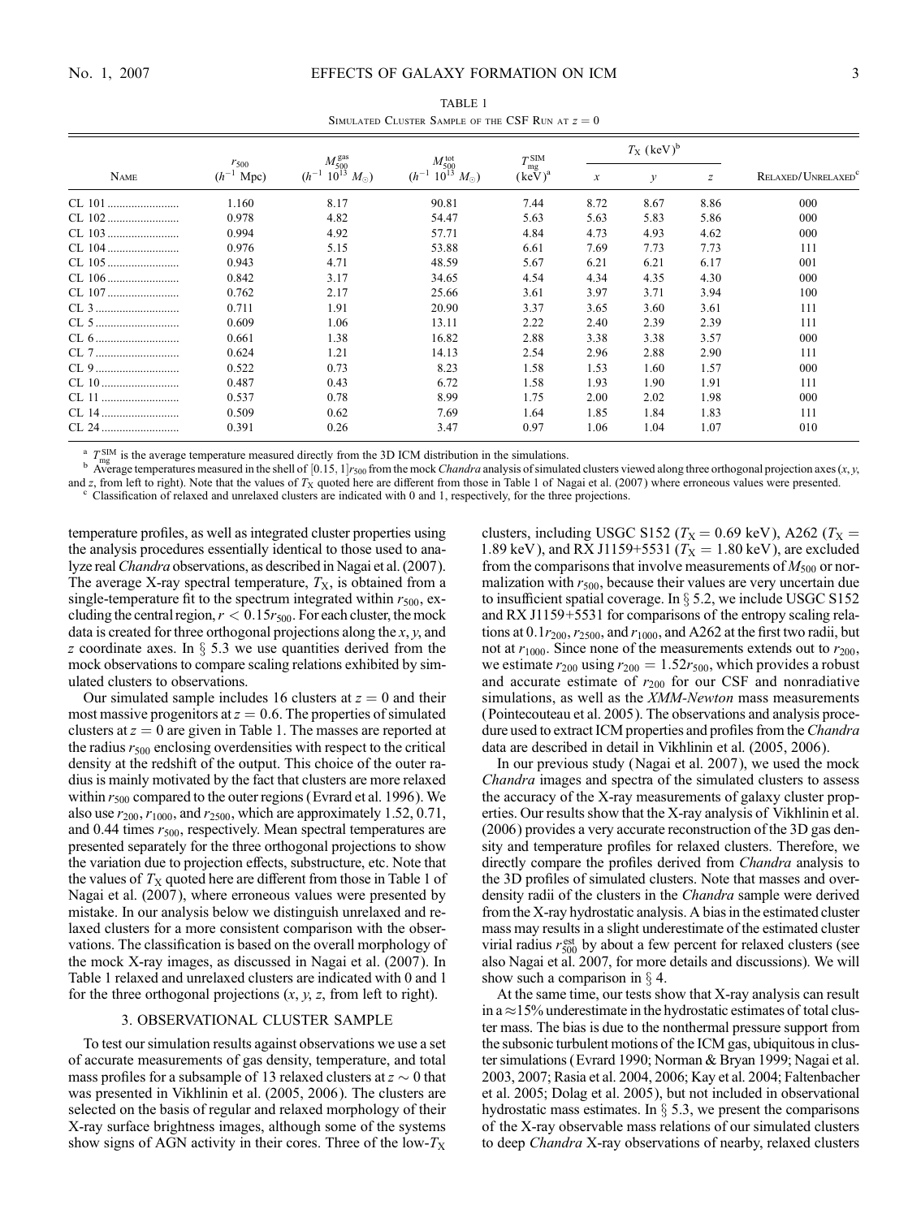TABLE 1

Simulated Cluster Sample of the CSF Run at $z = 0$

| Name | $r_{500}$ ($h^{-1}$ Mpc) | $M_{500}^{\rm gas}$ ($h^{-1}$ $10^{13}$ $M_\odot$) | $M_{500}^{\rm tot}$ ($h^{-1}$ $10^{13}$ $M_\odot$) | $T_{\rm mg}^{\rm SIM}$ (keV)[a] | $T_X$ (keV)[b] | | | Relaxed/Unrelaxed[c] |
|---|---|---|---|---|---|---|---|---|
| | | | | | $x$ | $y$ | $z$ | |
| CL 101 | 1.160 | 8.17 | 90.81 | 7.44 | 8.72 | 8.67 | 8.86 | 000 |
| CL 102 | 0.978 | 4.82 | 54.47 | 5.63 | 5.63 | 5.83 | 5.86 | 000 |
| CL 103 | 0.994 | 4.92 | 57.71 | 4.84 | 4.73 | 4.93 | 4.62 | 000 |
| CL 104 | 0.976 | 5.15 | 53.88 | 6.61 | 7.69 | 7.73 | 7.73 | 111 |
| CL 105 | 0.943 | 4.71 | 48.59 | 5.67 | 6.21 | 6.21 | 6.17 | 001 |
| CL 106 | 0.842 | 3.17 | 34.65 | 4.54 | 4.34 | 4.35 | 4.30 | 000 |
| CL 107 | 0.762 | 2.17 | 25.66 | 3.61 | 3.97 | 3.71 | 3.94 | 100 |
| CL 3 | 0.711 | 1.91 | 20.90 | 3.37 | 3.65 | 3.60 | 3.61 | 111 |
| CL 5 | 0.609 | 1.06 | 13.11 | 2.22 | 2.40 | 2.39 | 2.39 | 111 |
| CL 6 | 0.661 | 1.38 | 16.82 | 2.88 | 3.38 | 3.38 | 3.57 | 000 |
| CL 7 | 0.624 | 1.21 | 14.13 | 2.54 | 2.96 | 2.88 | 2.90 | 111 |
| CL 9 | 0.522 | 0.73 | 8.23 | 1.58 | 1.53 | 1.60 | 1.57 | 000 |
| CL 10 | 0.487 | 0.43 | 6.72 | 1.58 | 1.93 | 1.90 | 1.91 | 111 |
| CL 11 | 0.537 | 0.78 | 8.99 | 1.75 | 2.00 | 2.02 | 1.98 | 000 |
| CL 14 | 0.509 | 0.62 | 7.69 | 1.64 | 1.85 | 1.84 | 1.83 | 111 |
| CL 24 | 0.391 | 0.26 | 3.47 | 0.97 | 1.06 | 1.04 | 1.07 | 010 |

[a] $T_{\rm mg}^{\rm SIM}$ is the average temperature measured directly from the 3D ICM distribution in the simulations.

[b] Average temperatures measured in the shell of $[0.15, 1]r_{500}$ from the mock *Chandra* analysis of simulated clusters viewed along three orthogonal projection axes ($x$, $y$, and $z$, from left to right). Note that the values of $T_X$ quoted here are different from those in Table 1 of Nagai et al. (2007) where erroneous values were presented.

[c] Classification of relaxed and unrelaxed clusters are indicated with 0 and 1, respectively, for the three projections.

temperature profiles, as well as integrated cluster properties using the analysis procedures essentially identical to those used to analyze real *Chandra* observations, as described in Nagai et al. (2007). The average X-ray spectral temperature, $T_X$, is obtained from a single-temperature fit to the spectrum integrated within $r_{500}$, excluding the central region, $r < 0.15r_{500}$. For each cluster, the mock data is created for three orthogonal projections along the $x$, $y$, and $z$ coordinate axes. In § 5.3 we use quantities derived from the mock observations to compare scaling relations exhibited by simulated clusters to observations.

Our simulated sample includes 16 clusters at $z = 0$ and their most massive progenitors at $z = 0.6$. The properties of simulated clusters at $z = 0$ are given in Table 1. The masses are reported at the radius $r_{500}$ enclosing overdensities with respect to the critical density at the redshift of the output. This choice of the outer radius is mainly motivated by the fact that clusters are more relaxed within $r_{500}$ compared to the outer regions (Evrard et al. 1996). We also use $r_{200}$, $r_{1000}$, and $r_{2500}$, which are approximately 1.52, 0.71, and 0.44 times $r_{500}$, respectively. Mean spectral temperatures are presented separately for the three orthogonal projections to show the variation due to projection effects, substructure, etc. Note that the values of $T_X$ quoted here are different from those in Table 1 of Nagai et al. (2007), where erroneous values were presented by mistake. In our analysis below we distinguish unrelaxed and relaxed clusters for a more consistent comparison with the observations. The classification is based on the overall morphology of the mock X-ray images, as discussed in Nagai et al. (2007). In Table 1 relaxed and unrelaxed clusters are indicated with 0 and 1 for the three orthogonal projections ($x$, $y$, $z$, from left to right).

## 3. OBSERVATIONAL CLUSTER SAMPLE

To test our simulation results against observations we use a set of accurate measurements of gas density, temperature, and total mass profiles for a subsample of 13 relaxed clusters at $z \sim 0$ that was presented in Vikhlinin et al. (2005, 2006). The clusters are selected on the basis of regular and relaxed morphology of their X-ray surface brightness images, although some of the systems show signs of AGN activity in their cores. Three of the low-$T_X$ clusters, including USGC S152 ($T_X = 0.69$ keV), A262 ($T_X = 1.89$ keV), and RX J1159+5531 ($T_X = 1.80$ keV), are excluded from the comparisons that involve measurements of $M_{500}$ or normalization with $r_{500}$, because their values are very uncertain due to insufficient spatial coverage. In § 5.2, we include USGC S152 and RX J1159+5531 for comparisons of the entropy scaling relations at $0.1r_{200}$, $r_{2500}$, and $r_{1000}$, and A262 at the first two radii, but not at $r_{1000}$. Since none of the measurements extends out to $r_{200}$, we estimate $r_{200}$ using $r_{200} = 1.52r_{500}$, which provides a robust and accurate estimate of $r_{200}$ for our CSF and nonradiative simulations, as well as the *XMM-Newton* mass measurements (Pointecouteau et al. 2005). The observations and analysis procedure used to extract ICM properties and profiles from the *Chandra* data are described in detail in Vikhlinin et al. (2005, 2006).

In our previous study (Nagai et al. 2007), we used the mock *Chandra* images and spectra of the simulated clusters to assess the accuracy of the X-ray measurements of galaxy cluster properties. Our results show that the X-ray analysis of Vikhlinin et al. (2006) provides a very accurate reconstruction of the 3D gas density and temperature profiles for relaxed clusters. Therefore, we directly compare the profiles derived from *Chandra* analysis to the 3D profiles of simulated clusters. Note that masses and overdensity radii of the clusters in the *Chandra* sample were derived from the X-ray hydrostatic analysis. A bias in the estimated cluster mass may results in a slight underestimate of the estimated cluster virial radius $r_{500}^{\rm est}$ by about a few percent for relaxed clusters (see also Nagai et al. 2007, for more details and discussions). We will show such a comparison in § 4.

At the same time, our tests show that X-ray analysis can result in a $\approx$15% underestimate in the hydrostatic estimates of total cluster mass. The bias is due to the nonthermal pressure support from the subsonic turbulent motions of the ICM gas, ubiquitous in cluster simulations (Evrard 1990; Norman & Bryan 1999; Nagai et al. 2003, 2007; Rasia et al. 2004, 2006; Kay et al. 2004; Faltenbacher et al. 2005; Dolag et al. 2005), but not included in observational hydrostatic mass estimates. In § 5.3, we present the comparisons of the X-ray observable mass relations of our simulated clusters to deep *Chandra* X-ray observations of nearby, relaxed clusters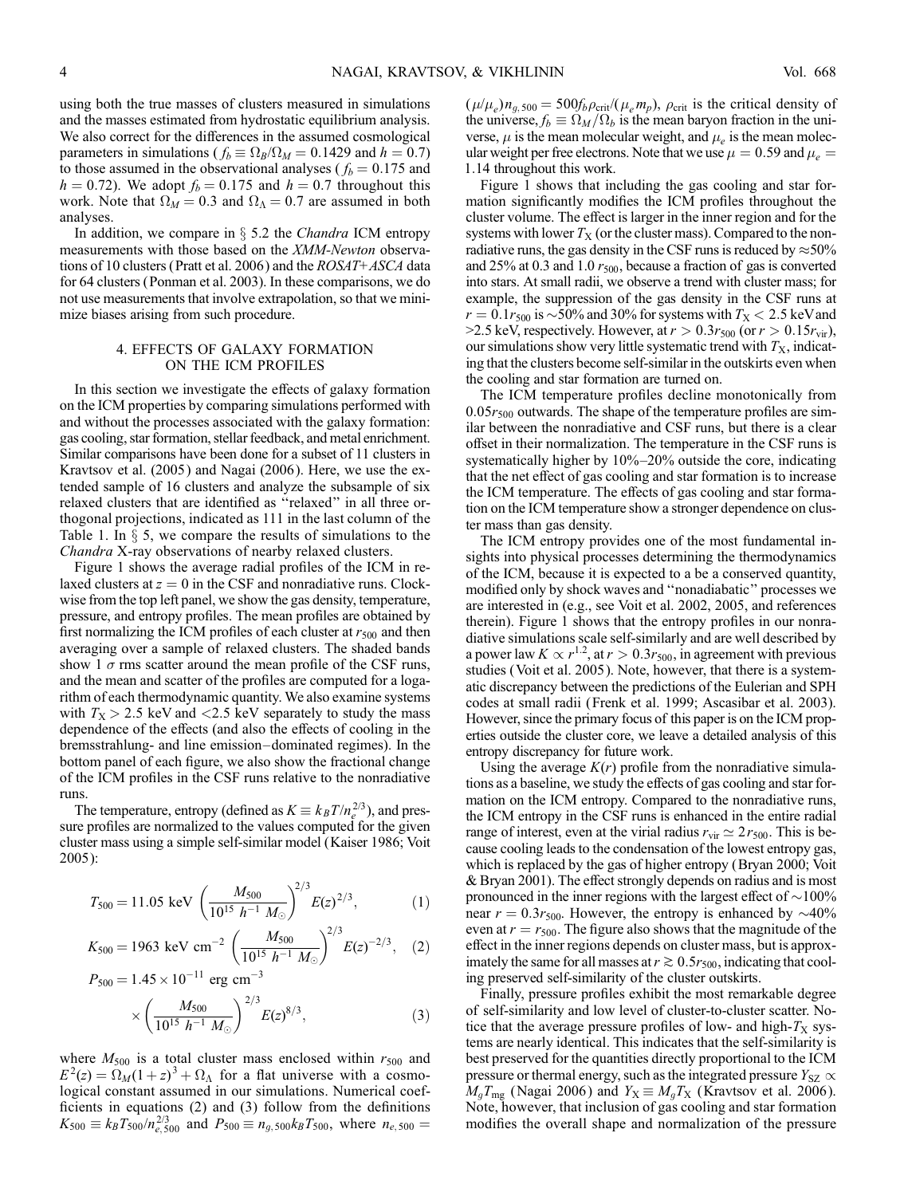using both the true masses of clusters measured in simulations and the masses estimated from hydrostatic equilibrium analysis. We also correct for the differences in the assumed cosmological parameters in simulations ( $f_b \equiv \Omega_B/\Omega_M = 0.1429$ and $h = 0.7$) to those assumed in the observational analyses ( $f_b = 0.175$ and $h = 0.72$). We adopt $f_b = 0.175$ and $h = 0.7$ throughout this work. Note that $\Omega_M = 0.3$ and $\Omega_\Lambda = 0.7$ are assumed in both analyses.

In addition, we compare in § 5.2 the *Chandra* ICM entropy measurements with those based on the *XMM-Newton* observations of 10 clusters (Pratt et al. 2006) and the *ROSAT*+*ASCA* data for 64 clusters (Ponman et al. 2003). In these comparisons, we do not use measurements that involve extrapolation, so that we minimize biases arising from such procedure.

## 4. EFFECTS OF GALAXY FORMATION ON THE ICM PROFILES

In this section we investigate the effects of galaxy formation on the ICM properties by comparing simulations performed with and without the processes associated with the galaxy formation: gas cooling, star formation, stellar feedback, and metal enrichment. Similar comparisons have been done for a subset of 11 clusters in Kravtsov et al. (2005) and Nagai (2006). Here, we use the extended sample of 16 clusters and analyze the subsample of six relaxed clusters that are identified as "relaxed" in all three orthogonal projections, indicated as 111 in the last column of the Table 1. In § 5, we compare the results of simulations to the *Chandra* X-ray observations of nearby relaxed clusters.

Figure 1 shows the average radial profiles of the ICM in relaxed clusters at $z = 0$ in the CSF and nonradiative runs. Clockwise from the top left panel, we show the gas density, temperature, pressure, and entropy profiles. The mean profiles are obtained by first normalizing the ICM profiles of each cluster at $r_{500}$ and then averaging over a sample of relaxed clusters. The shaded bands show 1 $\sigma$ rms scatter around the mean profile of the CSF runs, and the mean and scatter of the profiles are computed for a logarithm of each thermodynamic quantity. We also examine systems with $T_X > 2.5$ keV and <2.5 keV separately to study the mass dependence of the effects (and also the effects of cooling in the bremsstrahlung- and line emission–dominated regimes). In the bottom panel of each figure, we also show the fractional change of the ICM profiles in the CSF runs relative to the nonradiative runs.

The temperature, entropy (defined as $K \equiv k_B T/n_e^{2/3}$), and pressure profiles are normalized to the values computed for the given cluster mass using a simple self-similar model (Kaiser 1986; Voit 2005):

$$T_{500} = 11.05 \text{ keV} \left(\frac{M_{500}}{10^{15}\ h^{-1}\ M_\odot}\right)^{2/3} E(z)^{2/3}, \quad (1)$$

$$K_{500} = 1963 \text{ keV cm}^{-2} \left(\frac{M_{500}}{10^{15}\ h^{-1}\ M_\odot}\right)^{2/3} E(z)^{-2/3}, \quad (2)$$

$$P_{500} = 1.45 \times 10^{-11} \text{ erg cm}^{-3} \times \left(\frac{M_{500}}{10^{15}\ h^{-1}\ M_\odot}\right)^{2/3} E(z)^{8/3}, \quad (3)$$

where $M_{500}$ is a total cluster mass enclosed within $r_{500}$ and $E^2(z) = \Omega_M(1+z)^3 + \Omega_\Lambda$ for a flat universe with a cosmological constant assumed in our simulations. Numerical coefficients in equations (2) and (3) follow from the definitions $K_{500} \equiv k_B T_{500}/n_{e,500}^{2/3}$ and $P_{500} \equiv n_{g,500} k_B T_{500}$, where $n_{e,500} = (\mu/\mu_e) n_{g,500} = 500 f_b \rho_{\rm crit}/(\mu_e m_p)$, $\rho_{\rm crit}$ is the critical density of the universe, $f_b \equiv \Omega_M/\Omega_b$ is the mean baryon fraction in the universe, $\mu$ is the mean molecular weight, and $\mu_e$ is the mean molecular weight per free electrons. Note that we use $\mu = 0.59$ and $\mu_e = 1.14$ throughout this work.

Figure 1 shows that including the gas cooling and star formation significantly modifies the ICM profiles throughout the cluster volume. The effect is larger in the inner region and for the systems with lower $T_X$ (or the cluster mass). Compared to the nonradiative runs, the gas density in the CSF runs is reduced by ≈50% and 25% at 0.3 and 1.0 $r_{500}$, because a fraction of gas is converted into stars. At small radii, we observe a trend with cluster mass; for example, the suppression of the gas density in the CSF runs at $r = 0.1 r_{500}$ is ~50% and 30% for systems with $T_X < 2.5$ keV and >2.5 keV, respectively. However, at $r > 0.3 r_{500}$ (or $r > 0.15 r_{\rm vir}$), our simulations show very little systematic trend with $T_X$, indicating that the clusters become self-similar in the outskirts even when the cooling and star formation are turned on.

The ICM temperature profiles decline monotonically from $0.05 r_{500}$ outwards. The shape of the temperature profiles are similar between the nonradiative and CSF runs, but there is a clear offset in their normalization. The temperature in the CSF runs is systematically higher by 10%–20% outside the core, indicating that the net effect of gas cooling and star formation is to increase the ICM temperature. The effects of gas cooling and star formation on the ICM temperature show a stronger dependence on cluster mass than gas density.

The ICM entropy provides one of the most fundamental insights into physical processes determining the thermodynamics of the ICM, because it is expected to a be a conserved quantity, modified only by shock waves and "nonadiabatic" processes we are interested in (e.g., see Voit et al. 2002, 2005, and references therein). Figure 1 shows that the entropy profiles in our nonradiative simulations scale self-similarly and are well described by a power law $K \propto r^{1.2}$, at $r > 0.3 r_{500}$, in agreement with previous studies (Voit et al. 2005). Note, however, that there is a systematic discrepancy between the predictions of the Eulerian and SPH codes at small radii (Frenk et al. 1999; Ascasibar et al. 2003). However, since the primary focus of this paper is on the ICM properties outside the cluster core, we leave a detailed analysis of this entropy discrepancy for future work.

Using the average $K(r)$ profile from the nonradiative simulations as a baseline, we study the effects of gas cooling and star formation on the ICM entropy. Compared to the nonradiative runs, the ICM entropy in the CSF runs is enhanced in the entire radial range of interest, even at the virial radius $r_{\rm vir} \simeq 2 r_{500}$. This is because cooling leads to the condensation of the lowest entropy gas, which is replaced by the gas of higher entropy (Bryan 2000; Voit & Bryan 2001). The effect strongly depends on radius and is most pronounced in the inner regions with the largest effect of ~100% near $r = 0.3 r_{500}$. However, the entropy is enhanced by ~40% even at $r = r_{500}$. The figure also shows that the magnitude of the effect in the inner regions depends on cluster mass, but is approximately the same for all masses at $r \gtrsim 0.5 r_{500}$, indicating that cooling preserved self-similarity of the cluster outskirts.

Finally, pressure profiles exhibit the most remarkable degree of self-similarity and low level of cluster-to-cluster scatter. Notice that the average pressure profiles of low- and high-$T_X$ systems are nearly identical. This indicates that the self-similarity is best preserved for the quantities directly proportional to the ICM pressure or thermal energy, such as the integrated pressure $Y_{SZ} \propto M_g T_{\rm mg}$ (Nagai 2006) and $Y_X \equiv M_g T_X$ (Kravtsov et al. 2006). Note, however, that inclusion of gas cooling and star formation modifies the overall shape and normalization of the pressure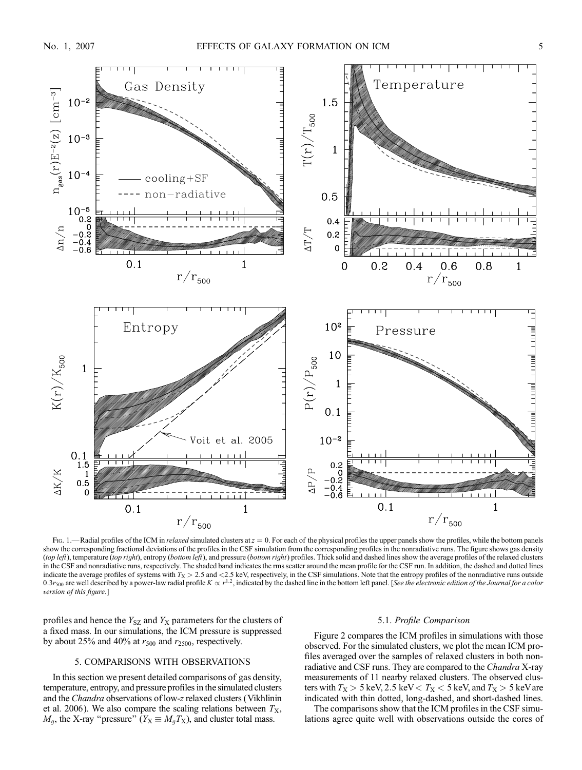Fig. 1.—Radial profiles of the ICM in *relaxed* simulated clusters at $z = 0$. For each of the physical profiles the upper panels show the profiles, while the bottom panels show the corresponding fractional deviations of the profiles in the CSF simulation from the corresponding profiles in the nonradiative runs. The figure shows gas density (*top left*), temperature (*top right*), entropy (*bottom left*), and pressure (*bottom right*) profiles. Thick solid and dashed lines show the average profiles of the relaxed clusters in the CSF and nonradiative runs, respectively. The shaded band indicates the rms scatter around the mean profile for the CSF run. In addition, the dashed and dotted lines indicate the average profiles of systems with $T_X > 2.5$ and $<2.5$ keV, respectively, in the CSF simulations. Note that the entropy profiles of the nonradiative runs outside $0.3r_{500}$ are well described by a power-law radial profile $K \propto r^{1.2}$, indicated by the dashed line in the bottom left panel. [*See the electronic edition of the Journal for a color version of this figure*.]

profiles and hence the $Y_{SZ}$ and $Y_X$ parameters for the clusters of a fixed mass. In our simulations, the ICM pressure is suppressed by about 25% and 40% at $r_{500}$ and $r_{2500}$, respectively.

## 5. COMPARISONS WITH OBSERVATIONS

In this section we present detailed comparisons of gas density, temperature, entropy, and pressure profiles in the simulated clusters and the *Chandra* observations of low-$z$ relaxed clusters (Vikhlinin et al. 2006). We also compare the scaling relations between $T_X$, $M_g$, the X-ray "pressure" ($Y_X \equiv M_g T_X$), and cluster total mass.

### 5.1. *Profile Comparison*

Figure 2 compares the ICM profiles in simulations with those observed. For the simulated clusters, we plot the mean ICM profiles averaged over the samples of relaxed clusters in both nonradiative and CSF runs. They are compared to the *Chandra* X-ray measurements of 11 nearby relaxed clusters. The observed clusters with $T_X > 5$ keV, 2.5 keV $< T_X < 5$ keV, and $T_X > 5$ keV are indicated with thin dotted, long-dashed, and short-dashed lines.

The comparisons show that the ICM profiles in the CSF simulations agree quite well with observations outside the cores of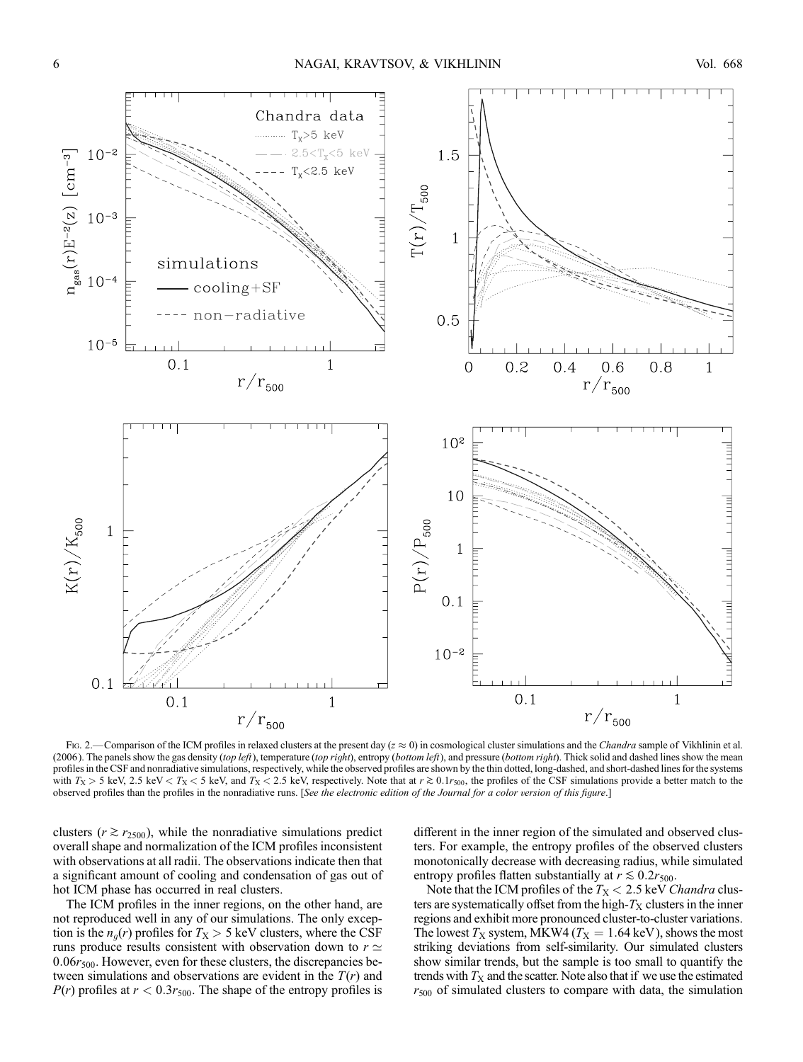Fig. 2.—Comparison of the ICM profiles in relaxed clusters at the present day ($z \approx 0$) in cosmological cluster simulations and the *Chandra* sample of Vikhlinin et al. (2006). The panels show the gas density (*top left*), temperature (*top right*), entropy (*bottom left*), and pressure (*bottom right*). Thick solid and dashed lines show the mean profiles in the CSF and nonradiative simulations, respectively, while the observed profiles are shown by the thin dotted, long-dashed, and short-dashed lines for the systems with $T_X > 5$ keV, 2.5 keV $< T_X <$ 5 keV, and $T_X <$ 2.5 keV, respectively. Note that at $r \gtrsim 0.1r_{500}$, the profiles of the CSF simulations provide a better match to the observed profiles than the profiles in the nonradiative runs. [*See the electronic edition of the Journal for a color version of this figure*.]

clusters ($r \gtrsim r_{2500}$), while the nonradiative simulations predict overall shape and normalization of the ICM profiles inconsistent with observations at all radii. The observations indicate then that a significant amount of cooling and condensation of gas out of hot ICM phase has occurred in real clusters.

The ICM profiles in the inner regions, on the other hand, are not reproduced well in any of our simulations. The only exception is the $n_g(r)$ profiles for $T_X > 5$ keV clusters, where the CSF runs produce results consistent with observation down to $r \simeq 0.06r_{500}$. However, even for these clusters, the discrepancies between simulations and observations are evident in the $T(r)$ and $P(r)$ profiles at $r < 0.3r_{500}$. The shape of the entropy profiles is different in the inner region of the simulated and observed clusters. For example, the entropy profiles of the observed clusters monotonically decrease with decreasing radius, while simulated entropy profiles flatten substantially at $r \lesssim 0.2r_{500}$.

Note that the ICM profiles of the $T_X <$ 2.5 keV *Chandra* clusters are systematically offset from the high-$T_X$ clusters in the inner regions and exhibit more pronounced cluster-to-cluster variations. The lowest $T_X$ system, MKW4 ($T_X = 1.64$ keV), shows the most striking deviations from self-similarity. Our simulated clusters show similar trends, but the sample is too small to quantify the trends with $T_X$ and the scatter. Note also that if we use the estimated $r_{500}$ of simulated clusters to compare with data, the simulation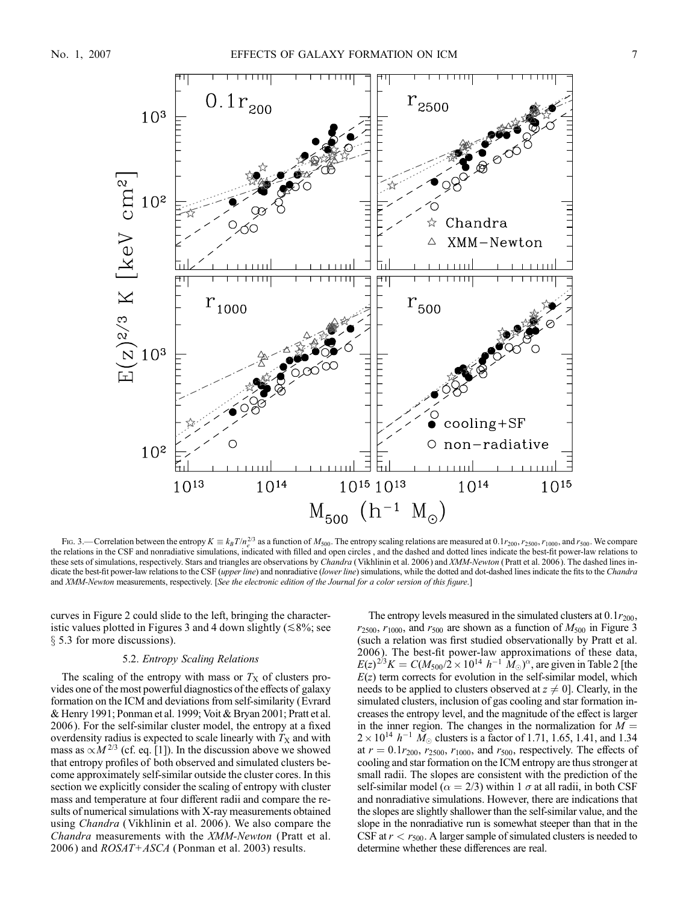Fig. 3.—Correlation between the entropy $K \equiv k_B T/n_e^{2/3}$ as a function of $M_{500}$. The entropy scaling relations are measured at $0.1r_{200}$, $r_{2500}$, $r_{1000}$, and $r_{500}$. We compare the relations in the CSF and nonradiative simulations, indicated with filled and open circles , and the dashed and dotted lines indicate the best-fit power-law relations to these sets of simulations, respectively. Stars and triangles are observations by *Chandra* (Vikhlinin et al. 2006) and *XMM-Newton* (Pratt et al. 2006). The dashed lines indicate the best-fit power-law relations to the CSF (*upper line*) and nonradiative (*lower line*) simulations, while the dotted and dot-dashed lines indicate the fits to the *Chandra* and *XMM-Newton* measurements, respectively. [*See the electronic edition of the Journal for a color version of this figure.*]

curves in Figure 2 could slide to the left, bringing the characteristic values plotted in Figures 3 and 4 down slightly ($\lesssim 8\%$; see § 5.3 for more discussions).

### 5.2. *Entropy Scaling Relations*

The scaling of the entropy with mass or $T_X$ of clusters provides one of the most powerful diagnostics of the effects of galaxy formation on the ICM and deviations from self-similarity (Evrard & Henry 1991; Ponman et al. 1999; Voit & Bryan 2001; Pratt et al. 2006). For the self-similar cluster model, the entropy at a fixed overdensity radius is expected to scale linearly with $T_X$ and with mass as $\propto M^{2/3}$ (cf. eq. [1]). In the discussion above we showed that entropy profiles of both observed and simulated clusters become approximately self-similar outside the cluster cores. In this section we explicitly consider the scaling of entropy with cluster mass and temperature at four different radii and compare the results of numerical simulations with X-ray measurements obtained using *Chandra* (Vikhlinin et al. 2006). We also compare the *Chandra* measurements with the *XMM-Newton* (Pratt et al. 2006) and *ROSAT+ASCA* (Ponman et al. 2003) results.

The entropy levels measured in the simulated clusters at $0.1r_{200}$, $r_{2500}$, $r_{1000}$, and $r_{500}$ are shown as a function of $M_{500}$ in Figure 3 (such a relation was first studied observationally by Pratt et al. 2006). The best-fit power-law approximations of these data, $E(z)^{2/3}K = C(M_{500}/2 \times 10^{14}\ h^{-1}\ M_\odot)^\alpha$, are given in Table 2 [the $E(z)$ term corrects for evolution in the self-similar model, which needs to be applied to clusters observed at $z \neq 0$]. Clearly, in the simulated clusters, inclusion of gas cooling and star formation increases the entropy level, and the magnitude of the effect is larger in the inner region. The changes in the normalization for $M = 2 \times 10^{14}\ h^{-1}\ M_\odot$ clusters is a factor of 1.71, 1.65, 1.41, and 1.34 at $r = 0.1r_{200}$, $r_{2500}$, $r_{1000}$, and $r_{500}$, respectively. The effects of cooling and star formation on the ICM entropy are thus stronger at small radii. The slopes are consistent with the prediction of the self-similar model ($\alpha = 2/3$) within 1 $\sigma$ at all radii, in both CSF and nonradiative simulations. However, there are indications that the slopes are slightly shallower than the self-similar value, and the slope in the nonradiative run is somewhat steeper than that in the CSF at $r < r_{500}$. A larger sample of simulated clusters is needed to determine whether these differences are real.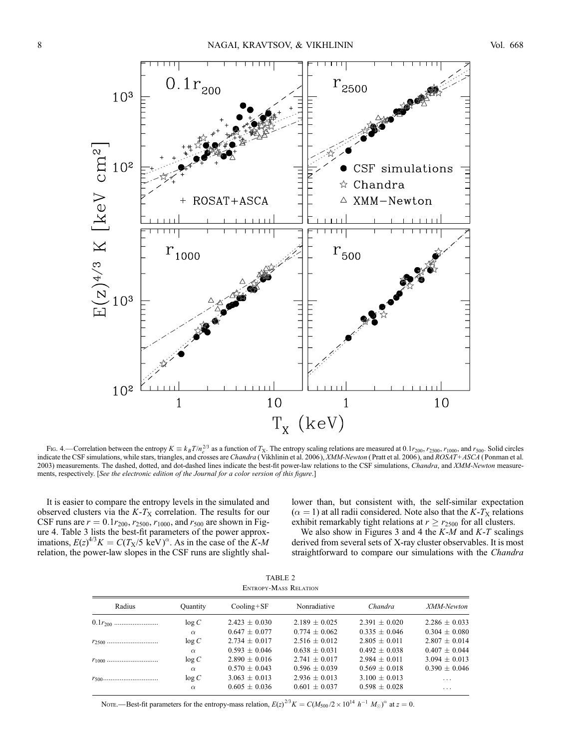Fig. 4.—Correlation between the entropy $K \equiv k_B T/n_e^{2/3}$ as a function of $T_X$. The entropy scaling relations are measured at $0.1r_{200}$, $r_{2500}$, $r_{1000}$, and $r_{500}$. Solid circles indicate the CSF simulations, while stars, triangles, and crosses are *Chandra* (Vikhlinin et al. 2006), *XMM-Newton* (Pratt et al. 2006), and *ROSAT+ASCA* (Ponman et al. 2003) measurements. The dashed, dotted, and dot-dashed lines indicate the best-fit power-law relations to the CSF simulations, *Chandra*, and *XMM-Newton* measurements, respectively. [*See the electronic edition of the Journal for a color version of this figure.*]

It is easier to compare the entropy levels in the simulated and observed clusters via the $K$-$T_X$ correlation. The results for our CSF runs are $r = 0.1r_{200}$, $r_{2500}$, $r_{1000}$, and $r_{500}$ are shown in Figure 4. Table 3 lists the best-fit parameters of the power approximations, $E(z)^{4/3}K = C(T_X/5\ \mathrm{keV})^{\alpha}$. As in the case of the $K$-$M$ relation, the power-law slopes in the CSF runs are slightly shallower than, but consistent with, the self-similar expectation ($\alpha = 1$) at all radii considered. Note also that the $K$-$T_X$ relations exhibit remarkably tight relations at $r \geq r_{2500}$ for all clusters.

We also show in Figures 3 and 4 the $K$-$M$ and $K$-$T$ scalings derived from several sets of X-ray cluster observables. It is most straightforward to compare our simulations with the *Chandra*

TABLE 2
Entropy-Mass Relation

| Radius | Quantity | Cooling+SF | Nonradiative | *Chandra* | *XMM-Newton* |
|---|---|---|---|---|---|
| $0.1r_{200}$ | $\log C$ | $2.423 \pm 0.030$ | $2.189 \pm 0.025$ | $2.391 \pm 0.020$ | $2.286 \pm 0.033$ |
| | $\alpha$ | $0.647 \pm 0.077$ | $0.774 \pm 0.062$ | $0.335 \pm 0.046$ | $0.304 \pm 0.080$ |
| $r_{2500}$ | $\log C$ | $2.734 \pm 0.017$ | $2.516 \pm 0.012$ | $2.805 \pm 0.011$ | $2.807 \pm 0.014$ |
| | $\alpha$ | $0.593 \pm 0.046$ | $0.638 \pm 0.031$ | $0.492 \pm 0.038$ | $0.407 \pm 0.044$ |
| $r_{1000}$ | $\log C$ | $2.890 \pm 0.016$ | $2.741 \pm 0.017$ | $2.984 \pm 0.011$ | $3.094 \pm 0.013$ |
| | $\alpha$ | $0.570 \pm 0.043$ | $0.596 \pm 0.039$ | $0.569 \pm 0.018$ | $0.390 \pm 0.046$ |
| $r_{500}$ | $\log C$ | $3.063 \pm 0.013$ | $2.936 \pm 0.013$ | $3.100 \pm 0.013$ | ... |
| | $\alpha$ | $0.605 \pm 0.036$ | $0.601 \pm 0.037$ | $0.598 \pm 0.028$ | ... |

Note.—Best-fit parameters for the entropy-mass relation, $E(z)^{2/3}K = C(M_{500}/2 \times 10^{14}\ h^{-1}\ M_{\odot})^{\alpha}$ at $z = 0$.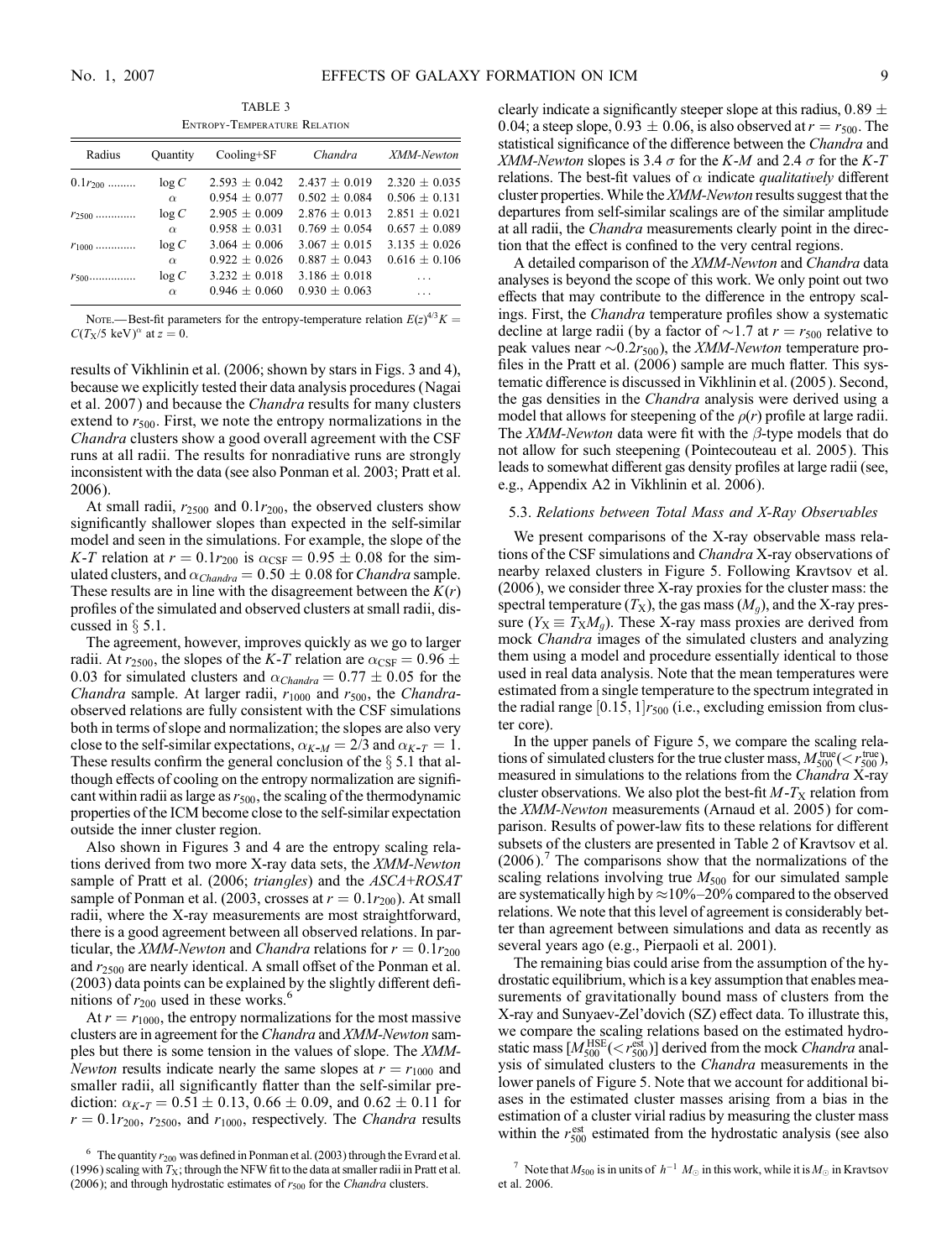TABLE 3
Entropy-Temperature Relation

| Radius | Quantity | Cooling+SF | *Chandra* | *XMM-Newton* |
|---|---|---|---|---|
| $0.1r_{200}$ ......... | $\log C$ | $2.593 \pm 0.042$ | $2.437 \pm 0.019$ | $2.320 \pm 0.035$ |
| | $\alpha$ | $0.954 \pm 0.077$ | $0.502 \pm 0.084$ | $0.506 \pm 0.131$ |
| $r_{2500}$ ............. | $\log C$ | $2.905 \pm 0.009$ | $2.876 \pm 0.013$ | $2.851 \pm 0.021$ |
| | $\alpha$ | $0.958 \pm 0.031$ | $0.769 \pm 0.054$ | $0.657 \pm 0.089$ |
| $r_{1000}$ ............. | $\log C$ | $3.064 \pm 0.006$ | $3.067 \pm 0.015$ | $3.135 \pm 0.026$ |
| | $\alpha$ | $0.922 \pm 0.026$ | $0.887 \pm 0.043$ | $0.616 \pm 0.106$ |
| $r_{500}$............... | $\log C$ | $3.232 \pm 0.018$ | $3.186 \pm 0.018$ | ... |
| | $\alpha$ | $0.946 \pm 0.060$ | $0.930 \pm 0.063$ | ... |

Note.—Best-fit parameters for the entropy-temperature relation $E(z)^{4/3}K = C(T_X/5\ \mathrm{keV})^{\alpha}$ at $z = 0$.

results of Vikhlinin et al. (2006; shown by stars in Figs. 3 and 4), because we explicitly tested their data analysis procedures (Nagai et al. 2007) and because the *Chandra* results for many clusters extend to $r_{500}$. First, we note the entropy normalizations in the *Chandra* clusters show a good overall agreement with the CSF runs at all radii. The results for nonradiative runs are strongly inconsistent with the data (see also Ponman et al. 2003; Pratt et al. 2006).

At small radii, $r_{2500}$ and $0.1r_{200}$, the observed clusters show significantly shallower slopes than expected in the self-similar model and seen in the simulations. For example, the slope of the $K$-$T$ relation at $r = 0.1r_{200}$ is $\alpha_{\rm CSF} = 0.95 \pm 0.08$ for the simulated clusters, and $\alpha_{Chandra} = 0.50 \pm 0.08$ for *Chandra* sample. These results are in line with the disagreement between the $K(r)$ profiles of the simulated and observed clusters at small radii, discussed in § 5.1.

The agreement, however, improves quickly as we go to larger radii. At $r_{2500}$, the slopes of the $K$-$T$ relation are $\alpha_{\rm CSF} = 0.96 \pm 0.03$ for simulated clusters and $\alpha_{Chandra} = 0.77 \pm 0.05$ for the *Chandra* sample. At larger radii, $r_{1000}$ and $r_{500}$, the *Chandra*-observed relations are fully consistent with the CSF simulations both in terms of slope and normalization; the slopes are also very close to the self-similar expectations, $\alpha_{K\text{-}M} = 2/3$ and $\alpha_{K\text{-}T} = 1$. These results confirm the general conclusion of the § 5.1 that although effects of cooling on the entropy normalization are significant within radii as large as $r_{500}$, the scaling of the thermodynamic properties of the ICM become close to the self-similar expectation outside the inner cluster region.

Also shown in Figures 3 and 4 are the entropy scaling relations derived from two more X-ray data sets, the *XMM-Newton* sample of Pratt et al. (2006; *triangles*) and the *ASCA+ROSAT* sample of Ponman et al. (2003, crosses at $r = 0.1r_{200}$). At small radii, where the X-ray measurements are most straightforward, there is a good agreement between all observed relations. In particular, the *XMM-Newton* and *Chandra* relations for $r = 0.1r_{200}$ and $r_{2500}$ are nearly identical. A small offset of the Ponman et al. (2003) data points can be explained by the slightly different definitions of $r_{200}$ used in these works.[6]

At $r = r_{1000}$, the entropy normalizations for the most massive clusters are in agreement for the *Chandra* and *XMM-Newton* samples but there is some tension in the values of slope. The *XMM-Newton* results indicate nearly the same slopes at $r = r_{1000}$ and smaller radii, all significantly flatter than the self-similar prediction: $\alpha_{K\text{-}T} = 0.51 \pm 0.13$, $0.66 \pm 0.09$, and $0.62 \pm 0.11$ for $r = 0.1r_{200}$, $r_{2500}$, and $r_{1000}$, respectively. The *Chandra* results clearly indicate a significantly steeper slope at this radius, $0.89 \pm 0.04$; a steep slope, $0.93 \pm 0.06$, is also observed at $r = r_{500}$. The statistical significance of the difference between the *Chandra* and *XMM-Newton* slopes is $3.4\ \sigma$ for the $K$-$M$ and $2.4\ \sigma$ for the $K$-$T$ relations. The best-fit values of $\alpha$ indicate *qualitatively* different cluster properties. While the *XMM-Newton* results suggest that the departures from self-similar scalings are of the similar amplitude at all radii, the *Chandra* measurements clearly point in the direction that the effect is confined to the very central regions.

A detailed comparison of the *XMM-Newton* and *Chandra* data analyses is beyond the scope of this work. We only point out two effects that may contribute to the difference in the entropy scalings. First, the *Chandra* temperature profiles show a systematic decline at large radii (by a factor of $\sim$1.7 at $r = r_{500}$ relative to peak values near $\sim 0.2r_{500}$), the *XMM-Newton* temperature profiles in the Pratt et al. (2006) sample are much flatter. This systematic difference is discussed in Vikhlinin et al. (2005). Second, the gas densities in the *Chandra* analysis were derived using a model that allows for steepening of the $\rho(r)$ profile at large radii. The *XMM-Newton* data were fit with the $\beta$-type models that do not allow for such steepening (Pointecouteau et al. 2005). This leads to somewhat different gas density profiles at large radii (see, e.g., Appendix A2 in Vikhlinin et al. 2006).

### 5.3. *Relations between Total Mass and X-Ray Observables*

We present comparisons of the X-ray observable mass relations of the CSF simulations and *Chandra* X-ray observations of nearby relaxed clusters in Figure 5. Following Kravtsov et al. (2006), we consider three X-ray proxies for the cluster mass: the spectral temperature ($T_X$), the gas mass ($M_g$), and the X-ray pressure ($Y_X \equiv T_X M_g$). These X-ray mass proxies are derived from mock *Chandra* images of the simulated clusters and analyzing them using a model and procedure essentially identical to those used in real data analysis. Note that the mean temperatures were estimated from a single temperature to the spectrum integrated in the radial range $[0.15, 1]r_{500}$ (i.e., excluding emission from cluster core).

In the upper panels of Figure 5, we compare the scaling relations of simulated clusters for the true cluster mass, $M_{500}^{\rm true}(<r_{500}^{\rm true})$, measured in simulations to the relations from the *Chandra* X-ray cluster observations. We also plot the best-fit $M$-$T_X$ relation from the *XMM-Newton* measurements (Arnaud et al. 2005) for comparison. Results of power-law fits to these relations for different subsets of the clusters are presented in Table 2 of Kravtsov et al. (2006).[7] The comparisons show that the normalizations of the scaling relations involving true $M_{500}$ for our simulated sample are systematically high by $\approx$10%–20% compared to the observed relations. We note that this level of agreement is considerably better than agreement between simulations and data as recently as several years ago (e.g., Pierpaoli et al. 2001).

The remaining bias could arise from the assumption of the hydrostatic equilibrium, which is a key assumption that enables measurements of gravitationally bound mass of clusters from the X-ray and Sunyaev-Zel'dovich (SZ) effect data. To illustrate this, we compare the scaling relations based on the estimated hydrostatic mass $[M_{500}^{\rm HSE}(<r_{500}^{\rm est})]$ derived from the mock *Chandra* analysis of simulated clusters to the *Chandra* measurements in the lower panels of Figure 5. Note that we account for additional biases in the estimated cluster masses arising from a bias in the estimation of a cluster virial radius by measuring the cluster mass within the $r_{500}^{\rm est}$ estimated from the hydrostatic analysis (see also

[6] The quantity $r_{200}$ was defined in Ponman et al. (2003) through the Evrard et al. (1996) scaling with $T_X$; through the NFW fit to the data at smaller radii in Pratt et al. (2006); and through hydrostatic estimates of $r_{500}$ for the *Chandra* clusters.

[7] Note that $M_{500}$ is in units of $h^{-1}\ M_{\odot}$ in this work, while it is $M_{\odot}$ in Kravtsov et al. 2006.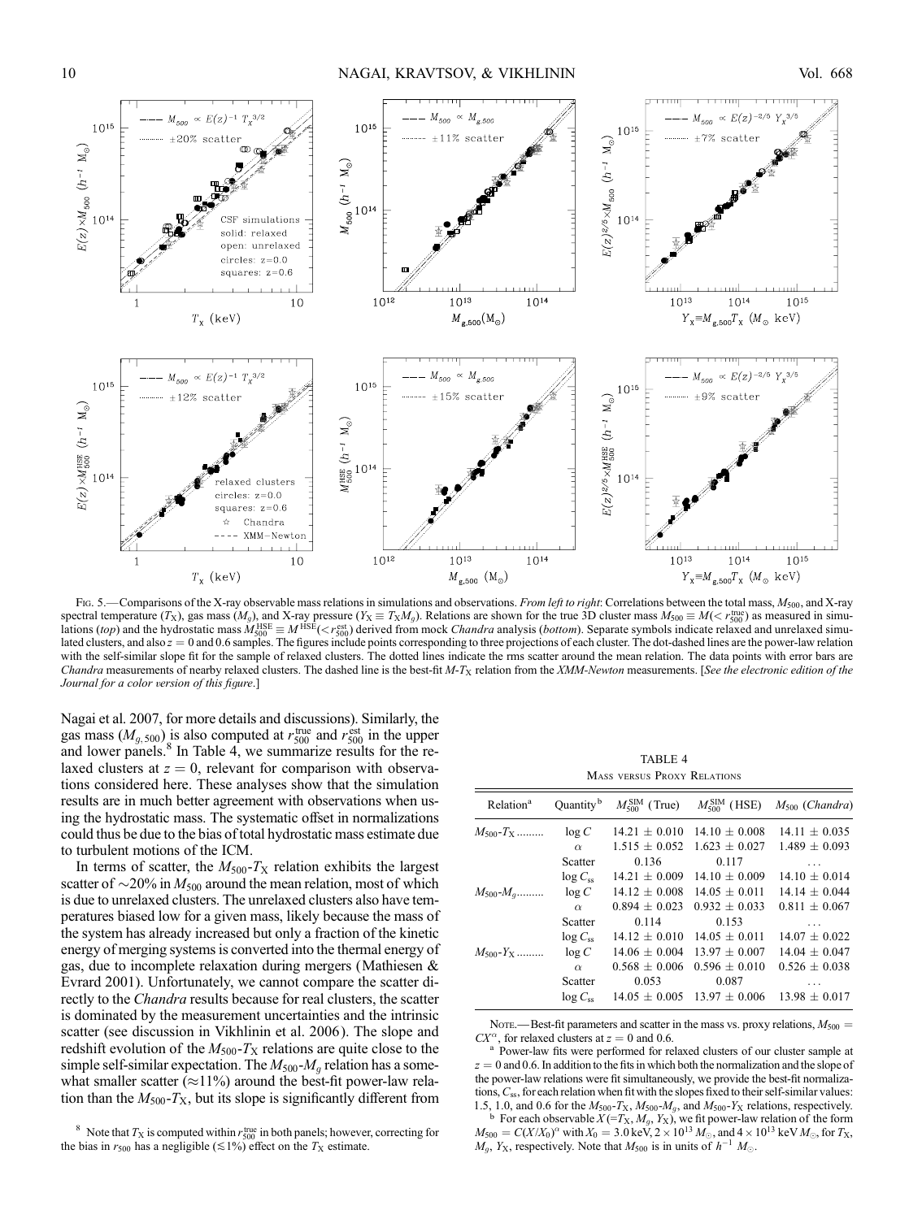FIG. 5.— Comparisons of the X-ray observable mass relations in simulations and observations. *From left to right*: Correlations between the total mass, $M_{500}$, and X-ray spectral temperature ($T_X$), gas mass ($M_g$), and X-ray pressure ($Y_X \equiv T_X M_g$). Relations are shown for the true 3D cluster mass $M_{500} \equiv M(< r_{500}^{\rm true})$ as measured in simulations (*top*) and the hydrostatic mass $M_{500}^{\rm HSE} \equiv M^{\rm HSE}(< r_{500}^{\rm est})$ derived from mock *Chandra* analysis (*bottom*). Separate symbols indicate relaxed and unrelaxed simulated clusters, and also $z = 0$ and 0.6 samples. The figures include points corresponding to three projections of each cluster. The dot-dashed lines are the power-law relation with the self-similar slope fit for the sample of relaxed clusters. The dotted lines indicate the rms scatter around the mean relation. The data points with error bars are *Chandra* measurements of nearby relaxed clusters. The dashed line is the best-fit $M$-$T_X$ relation from the *XMM-Newton* measurements. [*See the electronic edition of the Journal for a color version of this figure.*]

Nagai et al. 2007, for more details and discussions). Similarly, the gas mass ($M_{g,500}$) is also computed at $r_{500}^{\rm true}$ and $r_{500}^{\rm est}$ in the upper and lower panels.[8] In Table 4, we summarize results for the relaxed clusters at $z = 0$, relevant for comparison with observations considered here. These analyses show that the simulation results are in much better agreement with observations when using the hydrostatic mass. The systematic offset in normalizations could thus be due to the bias of total hydrostatic mass estimate due to turbulent motions of the ICM.

In terms of scatter, the $M_{500}$-$T_X$ relation exhibits the largest scatter of $\sim$20% in $M_{500}$ around the mean relation, most of which is due to unrelaxed clusters. The unrelaxed clusters also have temperatures biased low for a given mass, likely because the mass of the system has already increased but only a fraction of the kinetic energy of merging systems is converted into the thermal energy of gas, due to incomplete relaxation during mergers (Mathiesen & Evrard 2001). Unfortunately, we cannot compare the scatter directly to the *Chandra* results because for real clusters, the scatter is dominated by the measurement uncertainties and the intrinsic scatter (see discussion in Vikhlinin et al. 2006). The slope and redshift evolution of the $M_{500}$-$T_X$ relations are quite close to the simple self-similar expectation. The $M_{500}$-$M_g$ relation has a somewhat smaller scatter ($\approx$11%) around the best-fit power-law relation than the $M_{500}$-$T_X$, but its slope is significantly different from

[8] Note that $T_X$ is computed within $r_{500}^{\rm true}$ in both panels; however, correcting for the bias in $r_{500}$ has a negligible ($\lesssim$1%) effect on the $T_X$ estimate.

TABLE 4
MASS VERSUS PROXY RELATIONS

| Relation[a] | Quantity[b] | $M_{500}^{\rm SIM}$ (True) | $M_{500}^{\rm SIM}$ (HSE) | $M_{500}$ (*Chandra*) |
|---|---|---|---|---|
| $M_{500}$-$T_X$ ......... | $\log C$ | 14.21 ± 0.010 | 14.10 ± 0.008 | 14.11 ± 0.035 |
| | $\alpha$ | 1.515 ± 0.052 | 1.623 ± 0.027 | 1.489 ± 0.093 |
| | Scatter | 0.136 | 0.117 | ... |
| | $\log C_{\rm ss}$ | 14.21 ± 0.009 | 14.10 ± 0.009 | 14.10 ± 0.014 |
| $M_{500}$-$M_g$......... | $\log C$ | 14.12 ± 0.008 | 14.05 ± 0.011 | 14.14 ± 0.044 |
| | $\alpha$ | 0.894 ± 0.023 | 0.932 ± 0.033 | 0.811 ± 0.067 |
| | Scatter | 0.114 | 0.153 | ... |
| | $\log C_{\rm ss}$ | 14.12 ± 0.010 | 14.05 ± 0.011 | 14.07 ± 0.022 |
| $M_{500}$-$Y_X$ ......... | $\log C$ | 14.06 ± 0.004 | 13.97 ± 0.007 | 14.04 ± 0.047 |
| | $\alpha$ | 0.568 ± 0.006 | 0.596 ± 0.010 | 0.526 ± 0.038 |
| | Scatter | 0.053 | 0.087 | ... |
| | $\log C_{\rm ss}$ | 14.05 ± 0.005 | 13.97 ± 0.006 | 13.98 ± 0.017 |

NOTE.— Best-fit parameters and scatter in the mass vs. proxy relations, $M_{500} = CX^{\alpha}$, for relaxed clusters at $z = 0$ and 0.6.

[a] Power-law fits were performed for relaxed clusters of our cluster sample at $z = 0$ and 0.6. In addition to the fits in which both the normalization and the slope of the power-law relations were fit simultaneously, we provide the best-fit normalizations, $C_{\rm ss}$, for each relation when fit with the slopes fixed to their self-similar values: 1.5, 1.0, and 0.6 for the $M_{500}$-$T_X$, $M_{500}$-$M_g$, and $M_{500}$-$Y_X$ relations, respectively.

[b] For each observable $X (=T_X, M_g, Y_X)$, we fit power-law relation of the form $M_{500} = C(X/X_0)^{\alpha}$ with $X_0 = 3.0$ keV, $2 \times 10^{13}\, M_\odot$, and $4 \times 10^{13}$ keV $M_\odot$, for $T_X$, $M_g$, $Y_X$, respectively. Note that $M_{500}$ is in units of $h^{-1}\, M_\odot$.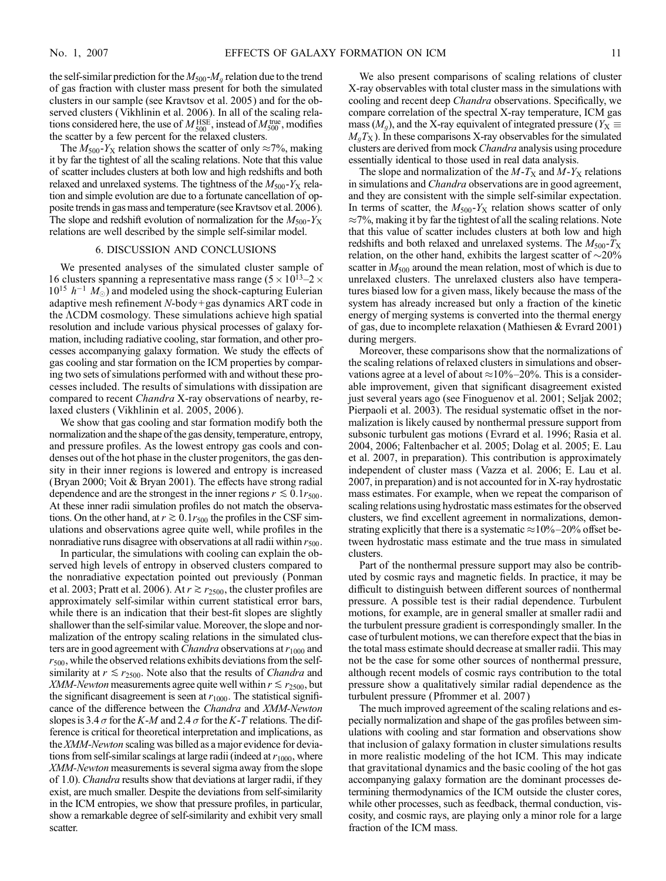the self-similar prediction for the $M_{500}$-$M_g$ relation due to the trend of gas fraction with cluster mass present for both the simulated clusters in our sample (see Kravtsov et al. 2005) and for the observed clusters (Vikhlinin et al. 2006). In all of the scaling relations considered here, the use of $M_{500}^{\rm HSE}$, instead of $M_{500}^{\rm true}$, modifies the scatter by a few percent for the relaxed clusters.

The $M_{500}$-$Y_X$ relation shows the scatter of only $\approx$7%, making it by far the tightest of all the scaling relations. Note that this value of scatter includes clusters at both low and high redshifts and both relaxed and unrelaxed systems. The tightness of the $M_{500}$-$Y_X$ relation and simple evolution are due to a fortunate cancellation of opposite trends in gas mass and temperature (see Kravtsov et al. 2006). The slope and redshift evolution of normalization for the $M_{500}$-$Y_X$ relations are well described by the simple self-similar model.

## 6. DISCUSSION AND CONCLUSIONS

We presented analyses of the simulated cluster sample of 16 clusters spanning a representative mass range ($5 \times 10^{13}$–$2 \times 10^{15}\ h^{-1}\ M_\odot$) and modeled using the shock-capturing Eulerian adaptive mesh refinement $N$-body+gas dynamics ART code in the ΛCDM cosmology. These simulations achieve high spatial resolution and include various physical processes of galaxy formation, including radiative cooling, star formation, and other processes accompanying galaxy formation. We study the effects of gas cooling and star formation on the ICM properties by comparing two sets of simulations performed with and without these processes included. The results of simulations with dissipation are compared to recent *Chandra* X-ray observations of nearby, relaxed clusters (Vikhlinin et al. 2005, 2006).

We show that gas cooling and star formation modify both the normalization and the shape of the gas density, temperature, entropy, and pressure profiles. As the lowest entropy gas cools and condenses out of the hot phase in the cluster progenitors, the gas density in their inner regions is lowered and entropy is increased (Bryan 2000; Voit & Bryan 2001). The effects have strong radial dependence and are the strongest in the inner regions $r \lesssim 0.1 r_{500}$. At these inner radii simulation profiles do not match the observations. On the other hand, at $r \gtrsim 0.1 r_{500}$ the profiles in the CSF simulations and observations agree quite well, while profiles in the nonradiative runs disagree with observations at all radii within $r_{500}$.

In particular, the simulations with cooling can explain the observed high levels of entropy in observed clusters compared to the nonradiative expectation pointed out previously (Ponman et al. 2003; Pratt et al. 2006). At $r \gtrsim r_{2500}$, the cluster profiles are approximately self-similar within current statistical error bars, while there is an indication that their best-fit slopes are slightly shallower than the self-similar value. Moreover, the slope and normalization of the entropy scaling relations in the simulated clusters are in good agreement with *Chandra* observations at $r_{1000}$ and $r_{500}$, while the observed relations exhibits deviations from the self-similarity at $r \lesssim r_{2500}$. Note also that the results of *Chandra* and *XMM-Newton* measurements agree quite well within $r \lesssim r_{2500}$, but the significant disagreement is seen at $r_{1000}$. The statistical significance of the difference between the *Chandra* and *XMM-Newton* slopes is 3.4 $\sigma$ for the $K$-$M$ and 2.4 $\sigma$ for the $K$-$T$ relations. The difference is critical for theoretical interpretation and implications, as the *XMM-Newton* scaling was billed as a major evidence for deviations from self-similar scalings at large radii (indeed at $r_{1000}$, where *XMM-Newton* measurements is several sigma away from the slope of 1.0). *Chandra* results show that deviations at larger radii, if they exist, are much smaller. Despite the deviations from self-similarity in the ICM entropies, we show that pressure profiles, in particular, show a remarkable degree of self-similarity and exhibit very small scatter.

We also present comparisons of scaling relations of cluster X-ray observables with total cluster mass in the simulations with cooling and recent deep *Chandra* observations. Specifically, we compare correlation of the spectral X-ray temperature, ICM gas mass ($M_g$), and the X-ray equivalent of integrated pressure ($Y_X \equiv M_g T_X$). In these comparisons X-ray observables for the simulated clusters are derived from mock *Chandra* analysis using procedure essentially identical to those used in real data analysis.

The slope and normalization of the $M$-$T_X$ and $M$-$Y_X$ relations in simulations and *Chandra* observations are in good agreement, and they are consistent with the simple self-similar expectation. In terms of scatter, the $M_{500}$-$Y_X$ relation shows scatter of only $\approx$7%, making it by far the tightest of all the scaling relations. Note that this value of scatter includes clusters at both low and high redshifts and both relaxed and unrelaxed systems. The $M_{500}$-$T_X$ relation, on the other hand, exhibits the largest scatter of $\sim$20% scatter in $M_{500}$ around the mean relation, most of which is due to unrelaxed clusters. The unrelaxed clusters also have temperatures biased low for a given mass, likely because the mass of the system has already increased but only a fraction of the kinetic energy of merging systems is converted into the thermal energy of gas, due to incomplete relaxation (Mathiesen & Evrard 2001) during mergers.

Moreover, these comparisons show that the normalizations of the scaling relations of relaxed clusters in simulations and observations agree at a level of about $\approx$10%–20%. This is a considerable improvement, given that significant disagreement existed just several years ago (see Finoguenov et al. 2001; Seljak 2002; Pierpaoli et al. 2003). The residual systematic offset in the normalization is likely caused by nonthermal pressure support from subsonic turbulent gas motions (Evrard et al. 1996; Rasia et al. 2004, 2006; Faltenbacher et al. 2005; Dolag et al. 2005; E. Lau et al. 2007, in preparation). This contribution is approximately independent of cluster mass (Vazza et al. 2006; E. Lau et al. 2007, in preparation) and is not accounted for in X-ray hydrostatic mass estimates. For example, when we repeat the comparison of scaling relations using hydrostatic mass estimates for the observed clusters, we find excellent agreement in normalizations, demonstrating explicitly that there is a systematic $\approx$10%–20% offset between hydrostatic mass estimate and the true mass in simulated clusters.

Part of the nonthermal pressure support may also be contributed by cosmic rays and magnetic fields. In practice, it may be difficult to distinguish between different sources of nonthermal pressure. A possible test is their radial dependence. Turbulent motions, for example, are in general smaller at smaller radii and the turbulent pressure gradient is correspondingly smaller. In the case of turbulent motions, we can therefore expect that the bias in the total mass estimate should decrease at smaller radii. This may not be the case for some other sources of nonthermal pressure, although recent models of cosmic rays contribution to the total pressure show a qualitatively similar radial dependence as the turbulent pressure (Pfrommer et al. 2007)

The much improved agreement of the scaling relations and especially normalization and shape of the gas profiles between simulations with cooling and star formation and observations show that inclusion of galaxy formation in cluster simulations results in more realistic modeling of the hot ICM. This may indicate that gravitational dynamics and the basic cooling of the hot gas accompanying galaxy formation are the dominant processes determining thermodynamics of the ICM outside the cluster cores, while other processes, such as feedback, thermal conduction, viscosity, and cosmic rays, are playing only a minor role for a large fraction of the ICM mass.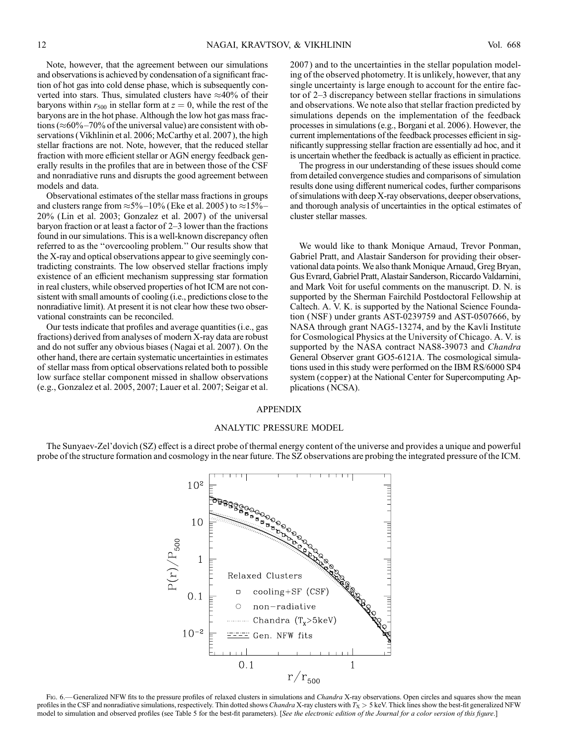Note, however, that the agreement between our simulations and observations is achieved by condensation of a significant fraction of hot gas into cold dense phase, which is subsequently converted into stars. Thus, simulated clusters have ≈40% of their baryons within $r_{500}$ in stellar form at $z = 0$, while the rest of the baryons are in the hot phase. Although the low hot gas mass fractions (≈60%–70% of the universal value) are consistent with observations (Vikhlinin et al. 2006; McCarthy et al. 2007), the high stellar fractions are not. Note, however, that the reduced stellar fraction with more efficient stellar or AGN energy feedback generally results in the profiles that are in between those of the CSF and nonradiative runs and disrupts the good agreement between models and data.

Observational estimates of the stellar mass fractions in groups and clusters range from ≈5%–10% (Eke et al. 2005) to ≈15%–20% (Lin et al. 2003; Gonzalez et al. 2007) of the universal baryon fraction or at least a factor of 2–3 lower than the fractions found in our simulations. This is a well-known discrepancy often referred to as the "overcooling problem." Our results show that the X-ray and optical observations appear to give seemingly contradicting constraints. The low observed stellar fractions imply existence of an efficient mechanism suppressing star formation in real clusters, while observed properties of hot ICM are not consistent with small amounts of cooling (i.e., predictions close to the nonradiative limit). At present it is not clear how these two observational constraints can be reconciled.

Our tests indicate that profiles and average quantities (i.e., gas fractions) derived from analyses of modern X-ray data are robust and do not suffer any obvious biases (Nagai et al. 2007). On the other hand, there are certain systematic uncertainties in estimates of stellar mass from optical observations related both to possible low surface stellar component missed in shallow observations (e.g., Gonzalez et al. 2005, 2007; Lauer et al. 2007; Seigar et al. 2007) and to the uncertainties in the stellar population modeling of the observed photometry. It is unlikely, however, that any single uncertainty is large enough to account for the entire factor of 2–3 discrepancy between stellar fractions in simulations and observations. We note also that stellar fraction predicted by simulations depends on the implementation of the feedback processes in simulations (e.g., Borgani et al. 2006). However, the current implementations of the feedback processes efficient in significantly suppressing stellar fraction are essentially ad hoc, and it is uncertain whether the feedback is actually as efficient in practice.

The progress in our understanding of these issues should come from detailed convergence studies and comparisons of simulation results done using different numerical codes, further comparisons of simulations with deep X-ray observations, deeper observations, and thorough analysis of uncertainties in the optical estimates of cluster stellar masses.

We would like to thank Monique Arnaud, Trevor Ponman, Gabriel Pratt, and Alastair Sanderson for providing their observational data points. We also thank Monique Arnaud, Greg Bryan, Gus Evrard, Gabriel Pratt, Alastair Sanderson, Riccardo Valdarnini, and Mark Voit for useful comments on the manuscript. D. N. is supported by the Sherman Fairchild Postdoctoral Fellowship at Caltech. A. V. K. is supported by the National Science Foundation (NSF) under grants AST-0239759 and AST-0507666, by NASA through grant NAG5-13274, and by the Kavli Institute for Cosmological Physics at the University of Chicago. A. V. is supported by the NASA contract NAS8-39073 and *Chandra* General Observer grant GO5-6121A. The cosmological simulations used in this study were performed on the IBM RS/6000 SP4 system (copper) at the National Center for Supercomputing Applications (NCSA).

## APPENDIX

### ANALYTIC PRESSURE MODEL

The Sunyaev-Zel'dovich (SZ) effect is a direct probe of thermal energy content of the universe and provides a unique and powerful probe of the structure formation and cosmology in the near future. The SZ observations are probing the integrated pressure of the ICM.

Fig. 6.— Generalized NFW fits to the pressure profiles of relaxed clusters in simulations and *Chandra* X-ray observations. Open circles and squares show the mean profiles in the CSF and nonradiative simulations, respectively. Thin dotted shows *Chandra* X-ray clusters with $T_X > 5$ keV. Thick lines show the best-fit generalized NFW model to simulation and observed profiles (see Table 5 for the best-fit parameters). [*See the electronic edition of the Journal for a color version of this figure.*]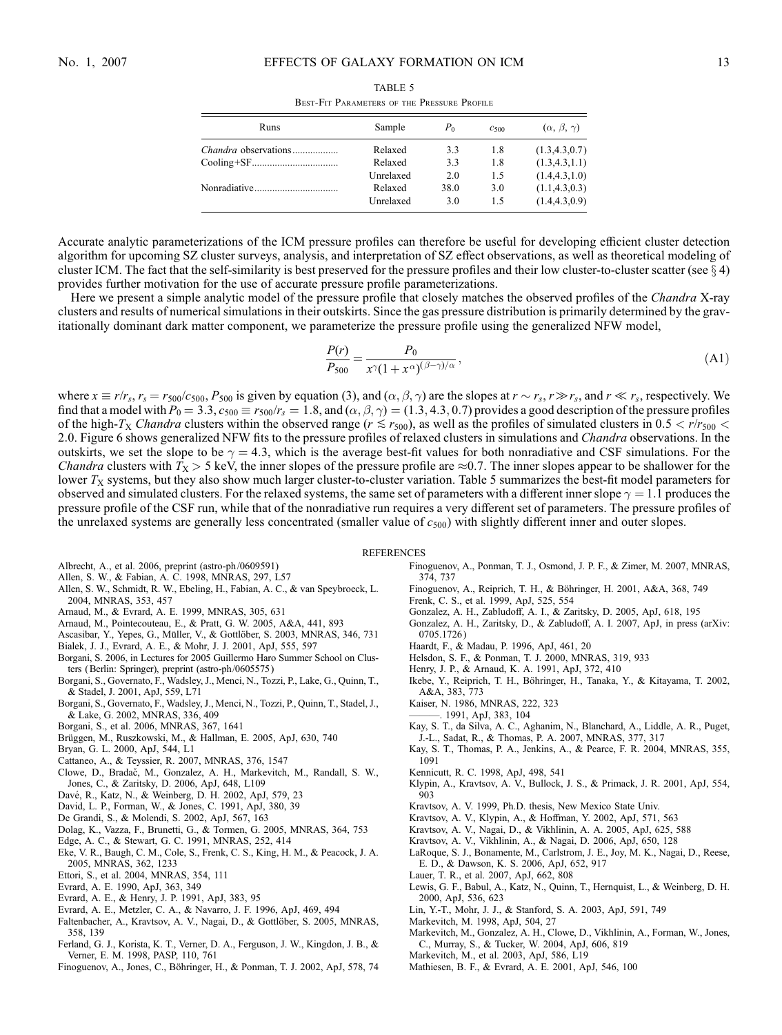TABLE 5

Best-Fit Parameters of the Pressure Profile

| Runs | Sample | $P_0$ | $c_{500}$ | $(\alpha, \beta, \gamma)$ |
|---|---|---|---|---|
| *Chandra* observations | Relaxed | 3.3 | 1.8 | (1.3,4.3,0.7) |
| Cooling+SF | Relaxed | 3.3 | 1.8 | (1.3,4.3,1.1) |
| | Unrelaxed | 2.0 | 1.5 | (1.4,4.3,1.0) |
| Nonradiative | Relaxed | 38.0 | 3.0 | (1.1,4.3,0.3) |
| | Unrelaxed | 3.0 | 1.5 | (1.4,4.3,0.9) |

Accurate analytic parameterizations of the ICM pressure profiles can therefore be useful for developing efficient cluster detection algorithm for upcoming SZ cluster surveys, analysis, and interpretation of SZ effect observations, as well as theoretical modeling of cluster ICM. The fact that the self-similarity is best preserved for the pressure profiles and their low cluster-to-cluster scatter (see § 4) provides further motivation for the use of accurate pressure profile parameterizations.

Here we present a simple analytic model of the pressure profile that closely matches the observed profiles of the *Chandra* X-ray clusters and results of numerical simulations in their outskirts. Since the gas pressure distribution is primarily determined by the gravitationally dominant dark matter component, we parameterize the pressure profile using the generalized NFW model,

$$\frac{P(r)}{P_{500}} = \frac{P_0}{x^{\gamma}(1+x^{\alpha})^{(\beta-\gamma)/\alpha}}, \tag{A1}$$

where $x \equiv r/r_s$, $r_s = r_{500}/c_{500}$, $P_{500}$ is given by equation (3), and $(\alpha, \beta, \gamma)$ are the slopes at $r \sim r_s$, $r \gg r_s$, and $r \ll r_s$, respectively. We find that a model with $P_0 = 3.3$, $c_{500} \equiv r_{500}/r_s = 1.8$, and $(\alpha, \beta, \gamma) = (1.3, 4.3, 0.7)$ provides a good description of the pressure profiles of the high-$T_X$ *Chandra* clusters within the observed range ($r \lesssim r_{500}$), as well as the profiles of simulated clusters in $0.5 < r/r_{500} < 2.0$. Figure 6 shows generalized NFW fits to the pressure profiles of relaxed clusters in simulations and *Chandra* observations. In the outskirts, we set the slope to be $\gamma = 4.3$, which is the average best-fit values for both nonradiative and CSF simulations. For the *Chandra* clusters with $T_X > 5$ keV, the inner slopes of the pressure profile are $\approx$0.7. The inner slopes appear to be shallower for the lower $T_X$ systems, but they also show much larger cluster-to-cluster variation. Table 5 summarizes the best-fit model parameters for observed and simulated clusters. For the relaxed systems, the same set of parameters with a different inner slope $\gamma = 1.1$ produces the pressure profile of the CSF run, while that of the nonradiative run requires a very different set of parameters. The pressure profiles of the unrelaxed systems are generally less concentrated (smaller value of $c_{500}$) with slightly different inner and outer slopes.

## REFERENCES

Albrecht, A., et al. 2006, preprint (astro-ph/0609591)
Allen, S. W., & Fabian, A. C. 1998, MNRAS, 297, L57
Allen, S. W., Schmidt, R. W., Ebeling, H., Fabian, A. C., & van Speybroeck, L. 2004, MNRAS, 353, 457
Arnaud, M., & Evrard, A. E. 1999, MNRAS, 305, 631
Arnaud, M., Pointecouteau, E., & Pratt, G. W. 2005, A&A, 441, 893
Ascasibar, Y., Yepes, G., Müller, V., & Gottlöber, S. 2003, MNRAS, 346, 731
Bialek, J. J., Evrard, A. E., & Mohr, J. J. 2001, ApJ, 555, 597
Borgani, S. 2006, in Lectures for 2005 Guillermo Haro Summer School on Clusters (Berlin: Springer), preprint (astro-ph/0605575)
Borgani, S., Governato, F., Wadsley, J., Menci, N., Tozzi, P., Lake, G., Quinn, T., & Stadel, J. 2001, ApJ, 559, L71
Borgani, S., Governato, F., Wadsley, J., Menci, N., Tozzi, P., Quinn, T., Stadel, J., & Lake, G. 2002, MNRAS, 336, 409
Borgani, S., et al. 2006, MNRAS, 367, 1641
Brüggen, M., Ruszkowski, M., & Hallman, E. 2005, ApJ, 630, 740
Bryan, G. L. 2000, ApJ, 544, L1
Cattaneo, A., & Teyssier, R. 2007, MNRAS, 376, 1547
Clowe, D., Bradač, M., Gonzalez, A. H., Markevitch, M., Randall, S. W., Jones, C., & Zaritsky, D. 2006, ApJ, 648, L109
Davé, R., Katz, N., & Weinberg, D. H. 2002, ApJ, 579, 23
David, L. P., Forman, W., & Jones, C. 1991, ApJ, 380, 39
De Grandi, S., & Molendi, S. 2002, ApJ, 567, 163
Dolag, K., Vazza, F., Brunetti, G., & Tormen, G. 2005, MNRAS, 364, 753
Edge, A. C., & Stewart, G. C. 1991, MNRAS, 252, 414
Eke, V. R., Baugh, C. M., Cole, S., Frenk, C. S., King, H. M., & Peacock, J. A. 2005, MNRAS, 362, 1233
Ettori, S. et al. 2004, MNRAS, 354, 111
Evrard, A. E. 1990, ApJ, 363, 349
Evrard, A. E., & Henry, J. P. 1991, ApJ, 383, 95
Evrard, A. E., Metzler, C. A., & Navarro, J. F. 1996, ApJ, 469, 494
Faltenbacher, A., Kravtsov, A. V., Nagai, D., & Gottlöber, S. 2005, MNRAS, 358, 139
Ferland, G. J., Korista, K. T., Verner, D. A., Ferguson, J. W., Kingdon, J. B., & Verner, E. M. 1998, PASP, 110, 761
Finoguenov, A., Jones, C., Böhringer, H., & Ponman, T. J. 2002, ApJ, 578, 74
Finoguenov, A., Ponman, T. J., Osmond, J. P. F., & Zimer, M. 2007, MNRAS, 374, 737
Finoguenov, A., Reiprich, T. H., & Böhringer, H. 2001, A&A, 368, 749
Frenk, C. S., et al. 1999, ApJ, 525, 554
Gonzalez, A. H., Zabludoff, A. I., & Zaritsky, D. 2005, ApJ, 618, 195
Gonzalez, A. H., Zaritsky, D., & Zabludoff, A. I. 2007, ApJ, in press (arXiv:0705.1726)
Haardt, F., & Madau, P. 1996, ApJ, 461, 20
Helsdon, S. F., & Ponman, T. J. 2000, MNRAS, 319, 933
Henry, J. P., & Arnaud, K. A. 1991, ApJ, 372, 410
Ikebe, Y., Reiprich, T. H., Böhringer, H., Tanaka, Y., & Kitayama, T. 2002, A&A, 383, 773
Kaiser, N. 1986, MNRAS, 222, 323
———. 1991, ApJ, 383, 104
Kay, S. T., da Silva, A. C., Aghanim, N., Blanchard, A., Liddle, A. R., Puget, J.-L., Sadat, R., & Thomas, P. A. 2007, MNRAS, 377, 317
Kay, S. T., Thomas, P. A., Jenkins, A., & Pearce, F. R. 2004, MNRAS, 355, 1091
Kennicutt, R. C. 1998, ApJ, 498, 541
Klypin, A., Kravtsov, A. V., Bullock, J. S., & Primack, J. R. 2001, ApJ, 554, 903
Kravtsov, A. V. 1999, Ph.D. thesis, New Mexico State Univ.
Kravtsov, A. V., Klypin, A., & Hoffman, Y. 2002, ApJ, 571, 563
Kravtsov, A. V., Nagai, D., & Vikhlinin, A. A. 2005, ApJ, 625, 588
Kravtsov, A. V., Vikhlinin, A., & Nagai, D. 2006, ApJ, 650, 128
LaRoque, S. J., Bonamente, M., Carlstrom, J. E., Joy, M. K., Nagai, D., Reese, E. D., & Dawson, K. S. 2006, ApJ, 652, 917
Lauer, T. R., et al. 2007, ApJ, 662, 808
Lewis, G. F., Babul, A., Katz, N., Quinn, T., Hernquist, L., & Weinberg, D. H. 2000, ApJ, 536, 623
Lin, Y.-T., Mohr, J. J., & Stanford, S. A. 2003, ApJ, 591, 749
Markevitch, M. 1998, ApJ, 504, 27
Markevitch, M., Gonzalez, A. H., Clowe, D., Vikhlinin, A., Forman, W., Jones, C., Murray, S., & Tucker, W. 2004, ApJ, 606, 819
Markevitch, M., et al. 2003, ApJ, 586, L19
Mathiesen, B. F., & Evrard, A. E. 2001, ApJ, 546, 100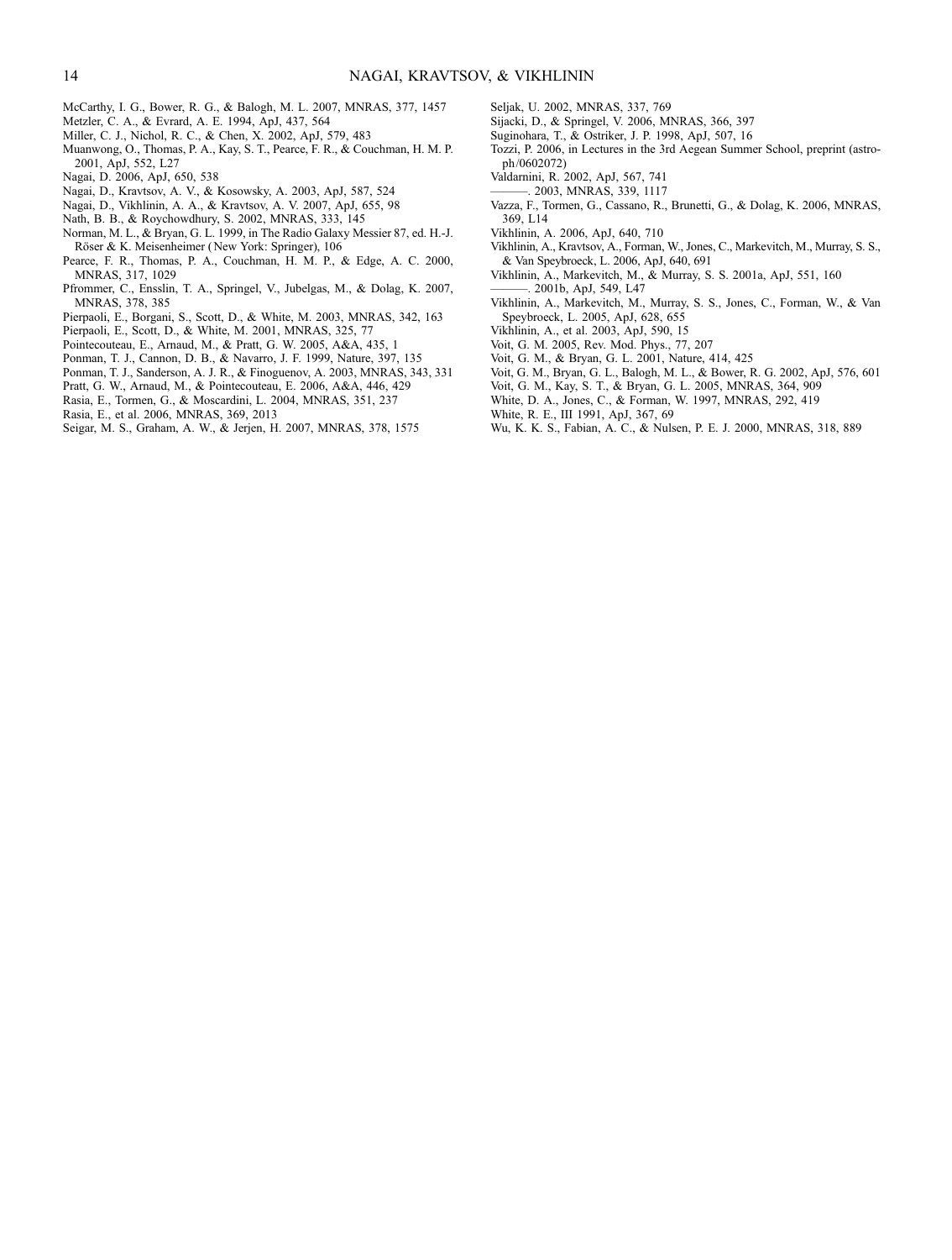McCarthy, I. G., Bower, R. G., & Balogh, M. L. 2007, MNRAS, 377, 1457

Metzler, C. A., & Evrard, A. E. 1994, ApJ, 437, 564

Miller, C. J., Nichol, R. C., & Chen, X. 2002, ApJ, 579, 483

Muanwong, O., Thomas, P. A., Kay, S. T., Pearce, F. R., & Couchman, H. M. P. 2001, ApJ, 552, L27

Nagai, D. 2006, ApJ, 650, 538

Nagai, D., Kravtsov, A. V., & Kosowsky, A. 2003, ApJ, 587, 524

Nagai, D., Vikhlinin, A. A., & Kravtsov, A. V. 2007, ApJ, 655, 98

Nath, B. B., & Roychowdhury, S. 2002, MNRAS, 333, 145

Norman, M. L., & Bryan, G. L. 1999, in The Radio Galaxy Messier 87, ed. H.-J. Röser & K. Meisenheimer (New York: Springer), 106

Pearce, F. R., Thomas, P. A., Couchman, H. M. P., & Edge, A. C. 2000, MNRAS, 317, 1029

Pfrommer, C., Ensslin, T. A., Springel, V., Jubelgas, M., & Dolag, K. 2007, MNRAS, 378, 385

Pierpaoli, E., Borgani, S., Scott, D., & White, M. 2003, MNRAS, 342, 163

Pierpaoli, E., Scott, D., & White, M. 2001, MNRAS, 325, 77

Pointecouteau, E., Arnaud, M., & Pratt, G. W. 2005, A&A, 435, 1

Ponman, T. J., Cannon, D. B., & Navarro, J. F. 1999, Nature, 397, 135

Ponman, T. J., Sanderson, A. J. R., & Finoguenov, A. 2003, MNRAS, 343, 331

Pratt, G. W., Arnaud, M., & Pointecouteau, E. 2006, A&A, 446, 429

Rasia, E., Tormen, G., & Moscardini, L. 2004, MNRAS, 351, 237

Rasia, E., et al. 2006, MNRAS, 369, 2013

Seigar, M. S., Graham, A. W., & Jerjen, H. 2007, MNRAS, 378, 1575

Seljak, U. 2002, MNRAS, 337, 769

Sijacki, D., & Springel, V. 2006, MNRAS, 366, 397

Suginohara, T., & Ostriker, J. P. 1998, ApJ, 507, 16

Tozzi, P. 2006, in Lectures in the 3rd Aegean Summer School, preprint (astro-ph/0602072)

Valdarnini, R. 2002, ApJ, 567, 741

———. 2003, MNRAS, 339, 1117

Vazza, F., Tormen, G., Cassano, R., Brunetti, G., & Dolag, K. 2006, MNRAS, 369, L14

Vikhlinin, A. 2006, ApJ, 640, 710

Vikhlinin, A., Kravtsov, A., Forman, W., Jones, C., Markevitch, M., Murray, S. S., & Van Speybroeck, L. 2006, ApJ, 640, 691

Vikhlinin, A., Markevitch, M., & Murray, S. S. 2001a, ApJ, 551, 160

———. 2001b, ApJ, 549, L47

Vikhlinin, A., Markevitch, M., Murray, S. S., Jones, C., Forman, W., & Van Speybroeck, L. 2005, ApJ, 628, 655

Vikhlinin, A., et al. 2003, ApJ, 590, 15

Voit, G. M. 2005, Rev. Mod. Phys., 77, 207

Voit, G. M., & Bryan, G. L. 2001, Nature, 414, 425

Voit, G. M., Bryan, G. L., Balogh, M. L., & Bower, R. G. 2002, ApJ, 576, 601

Voit, G. M., Kay, S. T., & Bryan, G. L. 2005, MNRAS, 364, 909

White, D. A., Jones, C., & Forman, W. 1997, MNRAS, 292, 419

White, R. E., III 1991, ApJ, 367, 69

Wu, K. K. S., Fabian, A. C., & Nulsen, P. E. J. 2000, MNRAS, 318, 889